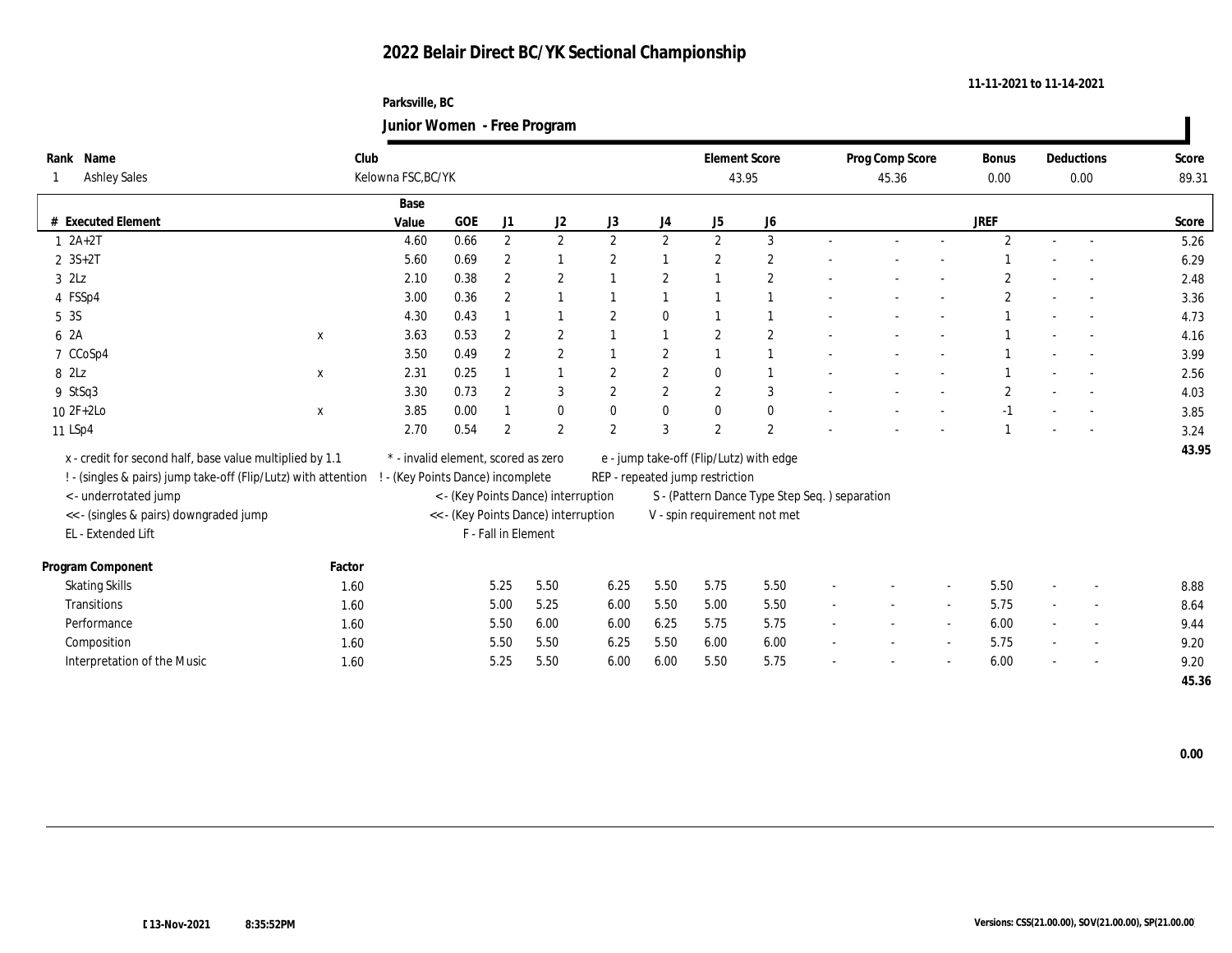# 2022 Belair Direct BC/YK Sectional Championship

**11-11-2021 to 11-14-2021**

**Parksville, BC**

**Junior Women - Free Program**

| Rank | Name | Club | Element Score | Prog Comp Score | Bonus | Deductions | Score |
|---|---|---|---|---|---|---|---|
| 1 | Ashley Sales | Kelowna FSC,BC/YK | 43.95 | 45.36 | 0.00 | 0.00 | 89.31 |

| # | Executed Element | | Base Value | GOE | J1 | J2 | J3 | J4 | J5 | J6 | | | | JREF | | | Score |
|---|---|---|---|---|---|---|---|---|---|---|---|---|---|---|---|---|---|
| 1 | 2A+2T | | 4.60 | 0.66 | 2 | 2 | 2 | 2 | 2 | 3 | - | - | - | 2 | - | - | 5.26 |
| 2 | 3S+2T | | 5.60 | 0.69 | 2 | 1 | 2 | 1 | 2 | 2 | - | - | - | 1 | - | - | 6.29 |
| 3 | 2Lz | | 2.10 | 0.38 | 2 | 2 | 1 | 2 | 1 | 2 | - | - | - | 2 | - | - | 2.48 |
| 4 | FSSp4 | | 3.00 | 0.36 | 2 | 1 | 1 | 1 | 1 | 1 | - | - | - | 2 | - | - | 3.36 |
| 5 | 3S | | 4.30 | 0.43 | 1 | 1 | 2 | 0 | 1 | 1 | - | - | - | 1 | - | - | 4.73 |
| 6 | 2A | x | 3.63 | 0.53 | 2 | 2 | 1 | 1 | 2 | 2 | - | - | - | 1 | - | - | 4.16 |
| 7 | CCoSp4 | | 3.50 | 0.49 | 2 | 2 | 1 | 2 | 1 | 1 | - | - | - | 1 | - | - | 3.99 |
| 8 | 2Lz | x | 2.31 | 0.25 | 1 | 1 | 2 | 2 | 0 | 1 | - | - | - | 1 | - | - | 2.56 |
| 9 | StSq3 | | 3.30 | 0.73 | 2 | 3 | 2 | 2 | 2 | 3 | - | - | - | 2 | - | - | 4.03 |
| 10 | 2F+2Lo | x | 3.85 | 0.00 | 1 | 0 | 0 | 0 | 0 | 0 | - | - | - | -1 | - | - | 3.85 |
| 11 | LSp4 | | 2.70 | 0.54 | 2 | 2 | 2 | 3 | 2 | 2 | - | - | - | 1 | - | - | 3.24 |
| | | | | | | | | | | | | | | | | | 43.95 |

x - credit for second half, base value multiplied by 1.1
! - (singles & pairs) jump take-off (Flip/Lutz) with attention
< - underrotated jump
<< - (singles & pairs) downgraded jump
EL - Extended Lift
* - invalid element, scored as zero
! - (Key Points Dance) incomplete
< - (Key Points Dance) interruption
<< - (Key Points Dance) interruption
F - Fall in Element
e - jump take-off (Flip/Lutz) with edge
REP - repeated jump restriction
S - (Pattern Dance Type Step Seq. ) separation
V - spin requirement not met

| Program Component | Factor | J1 | J2 | J3 | J4 | J5 | J6 | | | | JREF | | | Score |
|---|---|---|---|---|---|---|---|---|---|---|---|---|---|---|
| Skating Skills | 1.60 | 5.25 | 5.50 | 6.25 | 5.50 | 5.75 | 5.50 | - | - | - | 5.50 | - | - | 8.88 |
| Transitions | 1.60 | 5.00 | 5.25 | 6.00 | 5.50 | 5.00 | 5.50 | - | - | - | 5.75 | - | - | 8.64 |
| Performance | 1.60 | 5.50 | 6.00 | 6.00 | 6.25 | 5.75 | 5.75 | - | - | - | 6.00 | - | - | 9.44 |
| Composition | 1.60 | 5.50 | 5.50 | 6.25 | 5.50 | 6.00 | 6.00 | - | - | - | 5.75 | - | - | 9.20 |
| Interpretation of the Music | 1.60 | 5.25 | 5.50 | 6.00 | 6.00 | 5.50 | 5.75 | - | - | - | 6.00 | - | - | 9.20 |
| | | | | | | | | | | | | | | 45.36 |

**0.00**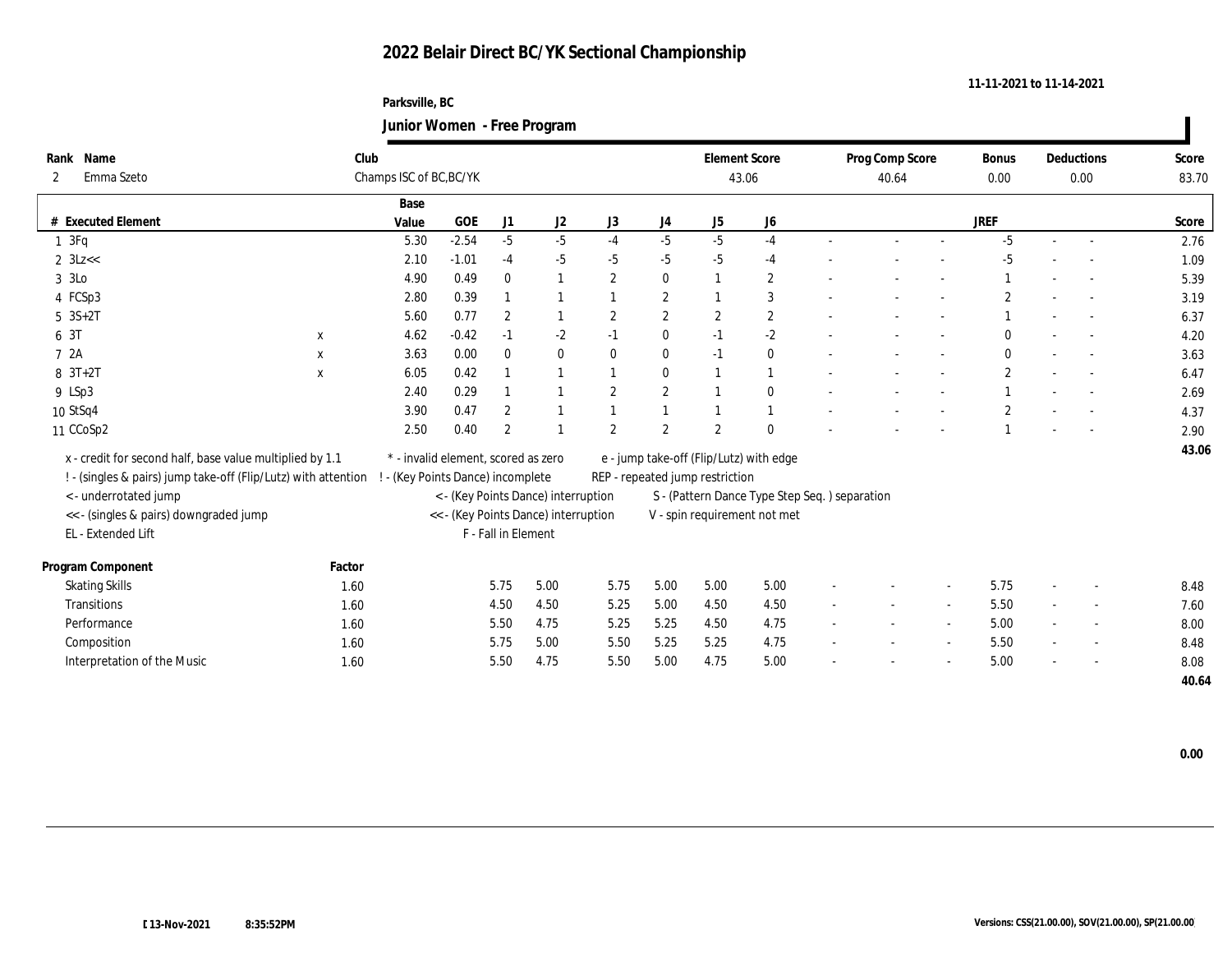# 2022 Belair Direct BC/YK Sectional Championship

11-11-2021 to 11-14-2021

Parksville, BC

## Junior Women - Free Program

| Rank | Name | Club | Element Score | Prog Comp Score | Bonus | Deductions | Score |
|---|---|---|---|---|---|---|---|
| 2 | Emma Szeto | Champs ISC of BC,BC/YK | 43.06 | 40.64 | 0.00 | 0.00 | 83.70 |

| # | Executed Element | | Base Value | GOE | J1 | J2 | J3 | J4 | J5 | J6 | | | | JREF | | | Score |
|---|---|---|---|---|---|---|---|---|---|---|---|---|---|---|---|---|---|
| 1 | 3Fq | | 5.30 | -2.54 | -5 | -5 | -4 | -5 | -5 | -4 | - | - | - | -5 | - | - | 2.76 |
| 2 | 3Lz<< | | 2.10 | -1.01 | -4 | -5 | -5 | -5 | -5 | -4 | - | - | - | -5 | - | - | 1.09 |
| 3 | 3Lo | | 4.90 | 0.49 | 0 | 1 | 2 | 0 | 1 | 2 | - | - | - | 1 | - | - | 5.39 |
| 4 | FCSp3 | | 2.80 | 0.39 | 1 | 1 | 1 | 2 | 1 | 3 | - | - | - | 2 | - | - | 3.19 |
| 5 | 3S+2T | | 5.60 | 0.77 | 2 | 1 | 2 | 2 | 2 | 2 | - | - | - | 1 | - | - | 6.37 |
| 6 | 3T | x | 4.62 | -0.42 | -1 | -2 | -1 | 0 | -1 | -2 | - | - | - | 0 | - | - | 4.20 |
| 7 | 2A | x | 3.63 | 0.00 | 0 | 0 | 0 | 0 | -1 | 0 | - | - | - | 0 | - | - | 3.63 |
| 8 | 3T+2T | x | 6.05 | 0.42 | 1 | 1 | 1 | 0 | 1 | 1 | - | - | - | 2 | - | - | 6.47 |
| 9 | LSp3 | | 2.40 | 0.29 | 1 | 1 | 2 | 2 | 1 | 0 | - | - | - | 1 | - | - | 2.69 |
| 10 | StSq4 | | 3.90 | 0.47 | 2 | 1 | 1 | 1 | 1 | 1 | - | - | - | 2 | - | - | 4.37 |
| 11 | CCoSp2 | | 2.50 | 0.40 | 2 | 1 | 2 | 2 | 2 | 0 | - | - | - | 1 | - | - | 2.90 |
| | | | | | | | | | | | | | | | | | 43.06 |

x - credit for second half, base value multiplied by 1.1
! - (singles & pairs) jump take-off (Flip/Lutz) with attention
< - underrotated jump
<< - (singles & pairs) downgraded jump
EL - Extended Lift
\* - invalid element, scored as zero
! - (Key Points Dance) incomplete
< - (Key Points Dance) interruption
<< - (Key Points Dance) interruption
F - Fall in Element
e - jump take-off (Flip/Lutz) with edge
REP - repeated jump restriction
S - (Pattern Dance Type Step Seq. ) separation
V - spin requirement not met

| Program Component | Factor | J1 | J2 | J3 | J4 | J5 | J6 | | | | JREF | | | Score |
|---|---|---|---|---|---|---|---|---|---|---|---|---|---|---|
| Skating Skills | 1.60 | 5.75 | 5.00 | 5.75 | 5.00 | 5.00 | 5.00 | - | - | - | 5.75 | - | - | 8.48 |
| Transitions | 1.60 | 4.50 | 4.50 | 5.25 | 5.00 | 4.50 | 4.50 | - | - | - | 5.50 | - | - | 7.60 |
| Performance | 1.60 | 5.50 | 4.75 | 5.25 | 5.25 | 4.50 | 4.75 | - | - | - | 5.00 | - | - | 8.00 |
| Composition | 1.60 | 5.75 | 5.00 | 5.50 | 5.25 | 5.25 | 4.75 | - | - | - | 5.50 | - | - | 8.48 |
| Interpretation of the Music | 1.60 | 5.50 | 4.75 | 5.50 | 5.00 | 4.75 | 5.00 | - | - | - | 5.00 | - | - | 8.08 |
| | | | | | | | | | | | | | | 40.64 |

0.00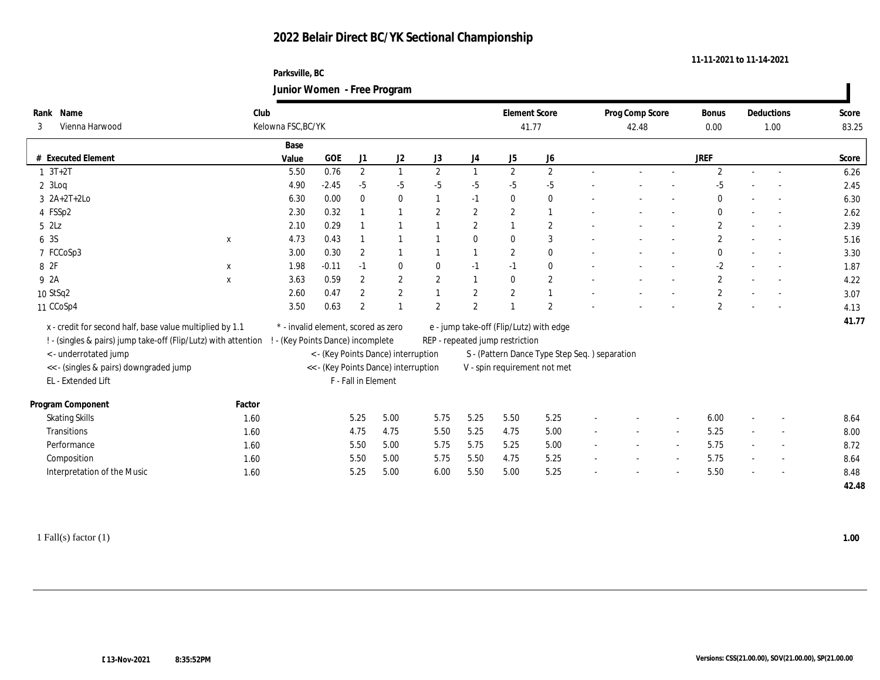# 2022 Belair Direct BC/YK Sectional Championship

11-11-2021 to 11-14-2021

**Parksville, BC**

**Junior Women - Free Program**

| Rank | Name | Club | Element Score | Prog Comp Score | Bonus | Deductions | Score |
|---|---|---|---|---|---|---|---|
| 3 | Vienna Harwood | Kelowna FSC,BC/YK | 41.77 | 42.48 | 0.00 | 1.00 | 83.25 |

| # | Executed Element | | Base Value | GOE | J1 | J2 | J3 | J4 | J5 | J6 | | | | JREF | | | Score |
|---|---|---|---|---|---|---|---|---|---|---|---|---|---|---|---|---|---|
| 1 | 3T+2T | | 5.50 | 0.76 | 2 | 1 | 2 | 1 | 2 | 2 | - | - | - | 2 | - | - | 6.26 |
| 2 | 3Loq | | 4.90 | -2.45 | -5 | -5 | -5 | -5 | -5 | -5 | - | - | - | -5 | - | - | 2.45 |
| 3 | 2A+2T+2Lo | | 6.30 | 0.00 | 0 | 0 | 1 | -1 | 0 | 0 | - | - | - | 0 | - | - | 6.30 |
| 4 | FSSp2 | | 2.30 | 0.32 | 1 | 1 | 2 | 2 | 2 | 1 | - | - | - | 0 | - | - | 2.62 |
| 5 | 2Lz | | 2.10 | 0.29 | 1 | 1 | 1 | 2 | 1 | 2 | - | - | - | 2 | - | - | 2.39 |
| 6 | 3S | x | 4.73 | 0.43 | 1 | 1 | 1 | 0 | 0 | 3 | - | - | - | 2 | - | - | 5.16 |
| 7 | FCCoSp3 | | 3.00 | 0.30 | 2 | 1 | 1 | 1 | 2 | 0 | - | - | - | 0 | - | - | 3.30 |
| 8 | 2F | x | 1.98 | -0.11 | -1 | 0 | 0 | -1 | -1 | 0 | - | - | - | -2 | - | - | 1.87 |
| 9 | 2A | x | 3.63 | 0.59 | 2 | 2 | 2 | 1 | 0 | 2 | - | - | - | 2 | - | - | 4.22 |
| 10 | StSq2 | | 2.60 | 0.47 | 2 | 2 | 1 | 2 | 2 | 1 | - | - | - | 2 | - | - | 3.07 |
| 11 | CCoSp4 | | 3.50 | 0.63 | 2 | 1 | 2 | 2 | 1 | 2 | - | - | - | 2 | - | - | 4.13 |
| | | | | | | | | | | | | | | | | | 41.77 |

x - credit for second half, base value multiplied by 1.1
! - (singles & pairs) jump take-off (Flip/Lutz) with attention
< - underrotated jump
<< - (singles & pairs) downgraded jump
EL - Extended Lift
\* - invalid element, scored as zero
! - (Key Points Dance) incomplete
< - (Key Points Dance) interruption
<< - (Key Points Dance) interruption
F - Fall in Element
e - jump take-off (Flip/Lutz) with edge
REP - repeated jump restriction
S - (Pattern Dance Type Step Seq. ) separation
V - spin requirement not met

| Program Component | Factor | J1 | J2 | J3 | J4 | J5 | J6 | | | | JREF | | | Score |
|---|---|---|---|---|---|---|---|---|---|---|---|---|---|---|
| Skating Skills | 1.60 | 5.25 | 5.00 | 5.75 | 5.25 | 5.50 | 5.25 | - | - | - | 6.00 | - | - | 8.64 |
| Transitions | 1.60 | 4.75 | 4.75 | 5.50 | 5.25 | 4.75 | 5.00 | - | - | - | 5.25 | - | - | 8.00 |
| Performance | 1.60 | 5.50 | 5.00 | 5.75 | 5.75 | 5.25 | 5.00 | - | - | - | 5.75 | - | - | 8.72 |
| Composition | 1.60 | 5.50 | 5.00 | 5.75 | 5.50 | 4.75 | 5.25 | - | - | - | 5.75 | - | - | 8.64 |
| Interpretation of the Music | 1.60 | 5.25 | 5.00 | 6.00 | 5.50 | 5.00 | 5.25 | - | - | - | 5.50 | - | - | 8.48 |
| | | | | | | | | | | | | | | 42.48 |

1 Fall(s) factor (1) **1.00**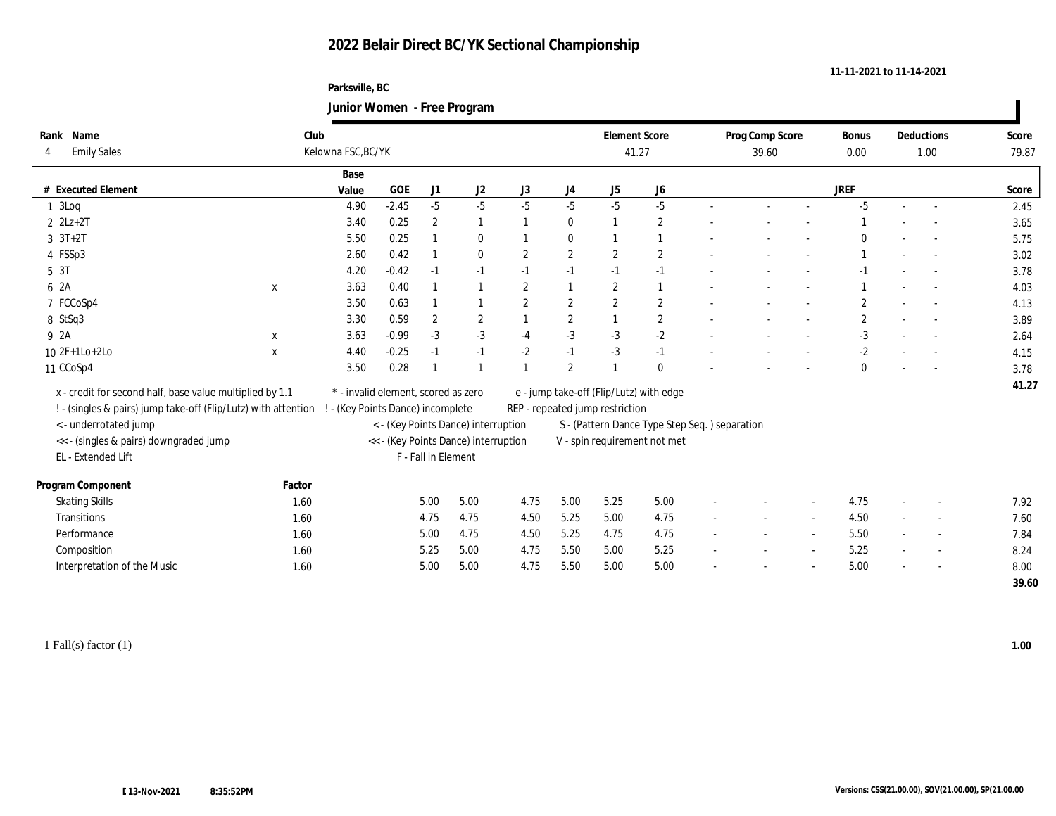# 2022 Belair Direct BC/YK Sectional Championship

11-11-2021 to 11-14-2021

**Parksville, BC**

## Junior Women - Free Program

| Rank | Name | Club | Element Score | Prog Comp Score | Bonus | Deductions | Score |
|---|---|---|---|---|---|---|---|
| 4 | Emily Sales | Kelowna FSC,BC/YK | 41.27 | 39.60 | 0.00 | 1.00 | 79.87 |

| # | Executed Element | | Base Value | GOE | J1 | J2 | J3 | J4 | J5 | J6 | | | | JREF | | | Score |
|---|---|---|---|---|---|---|---|---|---|---|---|---|---|---|---|---|---|
| 1 | 3Loq | | 4.90 | -2.45 | -5 | -5 | -5 | -5 | -5 | -5 | - | - | - | -5 | - | - | 2.45 |
| 2 | 2Lz+2T | | 3.40 | 0.25 | 2 | 1 | 1 | 0 | 1 | 2 | - | - | - | 1 | - | - | 3.65 |
| 3 | 3T+2T | | 5.50 | 0.25 | 1 | 0 | 1 | 0 | 1 | 1 | - | - | - | 0 | - | - | 5.75 |
| 4 | FSSp3 | | 2.60 | 0.42 | 1 | 0 | 2 | 2 | 2 | 2 | - | - | - | 1 | - | - | 3.02 |
| 5 | 3T | | 4.20 | -0.42 | -1 | -1 | -1 | -1 | -1 | -1 | - | - | - | -1 | - | - | 3.78 |
| 6 | 2A | x | 3.63 | 0.40 | 1 | 1 | 2 | 1 | 2 | 1 | - | - | - | 1 | - | - | 4.03 |
| 7 | FCCoSp4 | | 3.50 | 0.63 | 1 | 1 | 2 | 2 | 2 | 2 | - | - | - | 2 | - | - | 4.13 |
| 8 | StSq3 | | 3.30 | 0.59 | 2 | 2 | 1 | 2 | 1 | 2 | - | - | - | 2 | - | - | 3.89 |
| 9 | 2A | x | 3.63 | -0.99 | -3 | -3 | -4 | -3 | -3 | -2 | - | - | - | -3 | - | - | 2.64 |
| 10 | 2F+1Lo+2Lo | x | 4.40 | -0.25 | -1 | -1 | -2 | -1 | -3 | -1 | - | - | - | -2 | - | - | 4.15 |
| 11 | CCoSp4 | | 3.50 | 0.28 | 1 | 1 | 1 | 2 | 1 | 0 | - | - | - | 0 | - | - | 3.78 |
| | | | | | | | | | | | | | | | | | 41.27 |

x - credit for second half, base value multiplied by 1.1
! - (singles & pairs) jump take-off (Flip/Lutz) with attention
< - underrotated jump
<< - (singles & pairs) downgraded jump
EL - Extended Lift
* - invalid element, scored as zero
! - (Key Points Dance) incomplete
< - (Key Points Dance) interruption
<< - (Key Points Dance) interruption
F - Fall in Element
e - jump take-off (Flip/Lutz) with edge
REP - repeated jump restriction
S - (Pattern Dance Type Step Seq. ) separation
V - spin requirement not met

| Program Component | Factor | J1 | J2 | J3 | J4 | J5 | J6 | | | | JREF | | | Score |
|---|---|---|---|---|---|---|---|---|---|---|---|---|---|---|
| Skating Skills | 1.60 | 5.00 | 5.00 | 4.75 | 5.00 | 5.25 | 5.00 | - | - | - | 4.75 | - | - | 7.92 |
| Transitions | 1.60 | 4.75 | 4.75 | 4.50 | 5.25 | 5.00 | 4.75 | - | - | - | 4.50 | - | - | 7.60 |
| Performance | 1.60 | 5.00 | 4.75 | 4.50 | 5.25 | 4.75 | 4.75 | - | - | - | 5.50 | - | - | 7.84 |
| Composition | 1.60 | 5.25 | 5.00 | 4.75 | 5.50 | 5.00 | 5.25 | - | - | - | 5.25 | - | - | 8.24 |
| Interpretation of the Music | 1.60 | 5.00 | 5.00 | 4.75 | 5.50 | 5.00 | 5.00 | - | - | - | 5.00 | - | - | 8.00 |
| | | | | | | | | | | | | | | 39.60 |

1 Fall(s) factor (1) **1.00**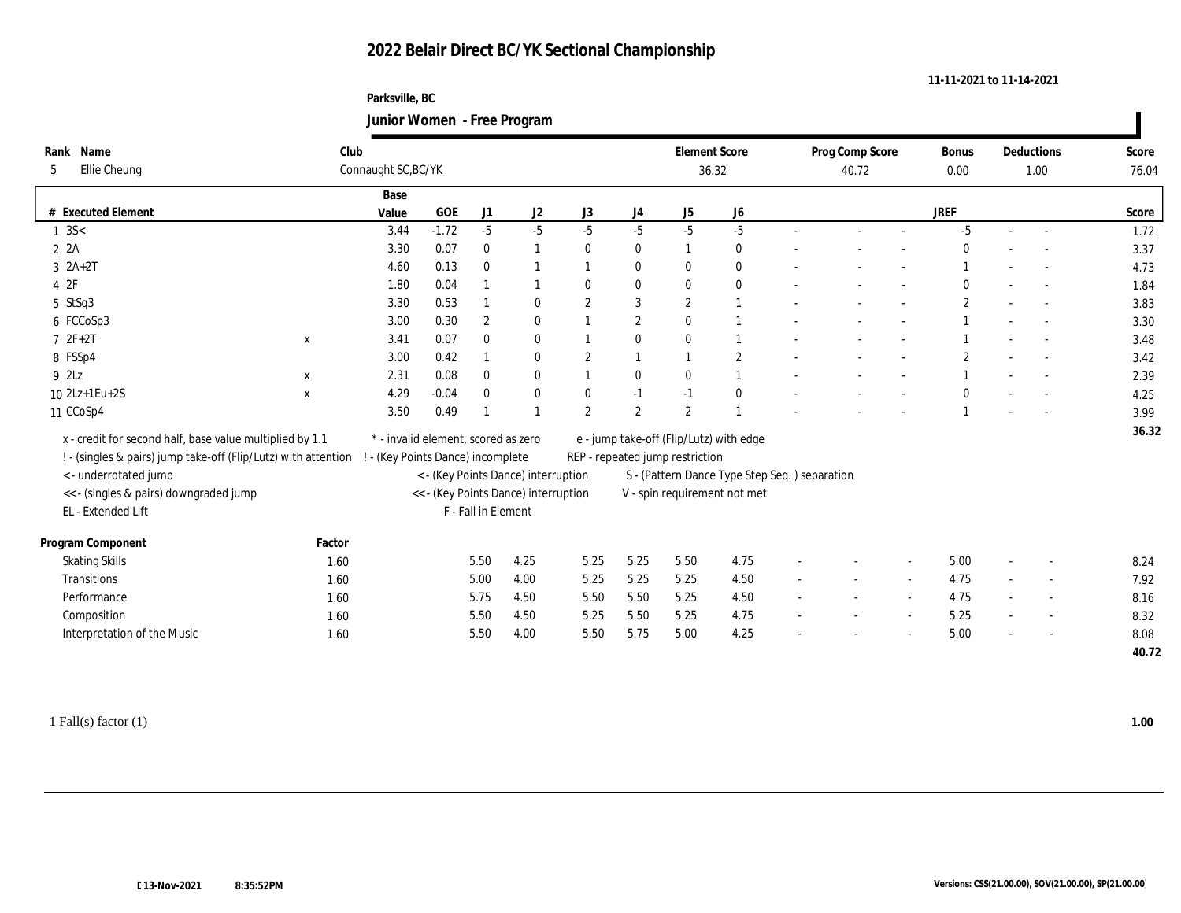# 2022 Belair Direct BC/YK Sectional Championship

11-11-2021 to 11-14-2021

Parksville, BC

## Junior Women - Free Program

| Rank | Name | Club | Element Score | Prog Comp Score | Bonus | Deductions | Score |
|---|---|---|---|---|---|---|---|
| 5 | Ellie Cheung | Connaught SC,BC/YK | 36.32 | 40.72 | 0.00 | 1.00 | 76.04 |

| # | Executed Element | | Base Value | GOE | J1 | J2 | J3 | J4 | J5 | J6 | | | | JREF | | | Score |
|---|---|---|---|---|---|---|---|---|---|---|---|---|---|---|---|---|---|
| 1 | 3S< | | 3.44 | -1.72 | -5 | -5 | -5 | -5 | -5 | -5 | - | - | - | -5 | - | - | 1.72 |
| 2 | 2A | | 3.30 | 0.07 | 0 | 1 | 0 | 0 | 1 | 0 | - | - | - | 0 | - | - | 3.37 |
| 3 | 2A+2T | | 4.60 | 0.13 | 0 | 1 | 1 | 0 | 0 | 0 | - | - | - | 1 | - | - | 4.73 |
| 4 | 2F | | 1.80 | 0.04 | 1 | 1 | 0 | 0 | 0 | 0 | - | - | - | 0 | - | - | 1.84 |
| 5 | StSq3 | | 3.30 | 0.53 | 1 | 0 | 2 | 3 | 2 | 1 | - | - | - | 2 | - | - | 3.83 |
| 6 | FCCoSp3 | | 3.00 | 0.30 | 2 | 0 | 1 | 2 | 0 | 1 | - | - | - | 1 | - | - | 3.30 |
| 7 | 2F+2T | x | 3.41 | 0.07 | 0 | 0 | 1 | 0 | 0 | 1 | - | - | - | 1 | - | - | 3.48 |
| 8 | FSSp4 | | 3.00 | 0.42 | 1 | 0 | 2 | 1 | 1 | 2 | - | - | - | 2 | - | - | 3.42 |
| 9 | 2Lz | x | 2.31 | 0.08 | 0 | 0 | 1 | 0 | 0 | 1 | - | - | - | 1 | - | - | 2.39 |
| 10 | 2Lz+1Eu+2S | x | 4.29 | -0.04 | 0 | 0 | 0 | -1 | -1 | 0 | - | - | - | 0 | - | - | 4.25 |
| 11 | CCoSp4 | | 3.50 | 0.49 | 1 | 1 | 2 | 2 | 2 | 1 | - | - | - | 1 | - | - | 3.99 |
| | | | | | | | | | | | | | | | | | 36.32 |

x - credit for second half, base value multiplied by 1.1
! - (singles & pairs) jump take-off (Flip/Lutz) with attention
< - underrotated jump
<< - (singles & pairs) downgraded jump
EL - Extended Lift
* - invalid element, scored as zero
! - (Key Points Dance) incomplete
< - (Key Points Dance) interruption
<< - (Key Points Dance) interruption
F - Fall in Element
e - jump take-off (Flip/Lutz) with edge
REP - repeated jump restriction
S - (Pattern Dance Type Step Seq. ) separation
V - spin requirement not met

| Program Component | Factor | J1 | J2 | J3 | J4 | J5 | J6 | | | | JREF | | | Score |
|---|---|---|---|---|---|---|---|---|---|---|---|---|---|---|
| Skating Skills | 1.60 | 5.50 | 4.25 | 5.25 | 5.25 | 5.50 | 4.75 | - | - | - | 5.00 | - | - | 8.24 |
| Transitions | 1.60 | 5.00 | 4.00 | 5.25 | 5.25 | 5.25 | 4.50 | - | - | - | 4.75 | - | - | 7.92 |
| Performance | 1.60 | 5.75 | 4.50 | 5.50 | 5.50 | 5.25 | 4.50 | - | - | - | 4.75 | - | - | 8.16 |
| Composition | 1.60 | 5.50 | 4.50 | 5.25 | 5.50 | 5.25 | 4.75 | - | - | - | 5.25 | - | - | 8.32 |
| Interpretation of the Music | 1.60 | 5.50 | 4.00 | 5.50 | 5.75 | 5.00 | 4.25 | - | - | - | 5.00 | - | - | 8.08 |
| | | | | | | | | | | | | | | 40.72 |

1 Fall(s) factor (1) **1.00**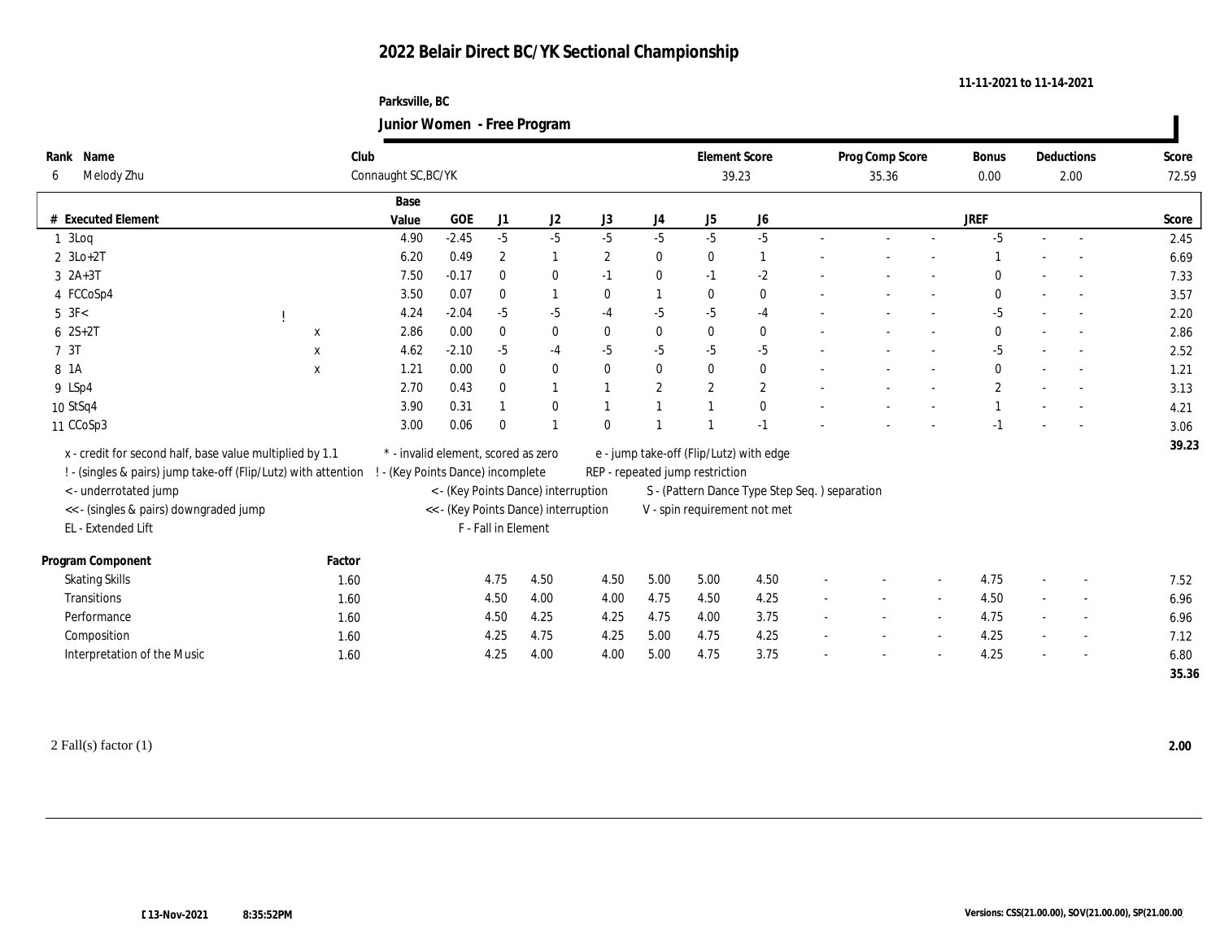# 2022 Belair Direct BC/YK Sectional Championship

11-11-2021 to 11-14-2021

Parksville, BC

**Junior Women - Free Program**

| Rank | Name | Club | Element Score | Prog Comp Score | Bonus | Deductions | Score |
|---|---|---|---|---|---|---|---|
| 6 | Melody Zhu | Connaught SC,BC/YK | 39.23 | 35.36 | 0.00 | 2.00 | 72.59 |

| # | Executed Element | | | Base Value | GOE | J1 | J2 | J3 | J4 | J5 | J6 | | | | JREF | | | Score |
|---|---|---|---|---|---|---|---|---|---|---|---|---|---|---|---|---|---|---|
| 1 | 3Loq | | | 4.90 | -2.45 | -5 | -5 | -5 | -5 | -5 | -5 | - | - | - | -5 | - | - | 2.45 |
| 2 | 3Lo+2T | | | 6.20 | 0.49 | 2 | 1 | 2 | 0 | 0 | 1 | - | - | - | 1 | - | - | 6.69 |
| 3 | 2A+3T | | | 7.50 | -0.17 | 0 | 0 | -1 | 0 | -1 | -2 | - | - | - | 0 | - | - | 7.33 |
| 4 | FCCoSp4 | | | 3.50 | 0.07 | 0 | 1 | 0 | 1 | 0 | 0 | - | - | - | 0 | - | - | 3.57 |
| 5 | 3F< | ! | | 4.24 | -2.04 | -5 | -5 | -4 | -5 | -5 | -4 | - | - | - | -5 | - | - | 2.20 |
| 6 | 2S+2T | | x | 2.86 | 0.00 | 0 | 0 | 0 | 0 | 0 | 0 | - | - | - | 0 | - | - | 2.86 |
| 7 | 3T | | x | 4.62 | -2.10 | -5 | -4 | -5 | -5 | -5 | -5 | - | - | - | -5 | - | - | 2.52 |
| 8 | 1A | | x | 1.21 | 0.00 | 0 | 0 | 0 | 0 | 0 | 0 | - | - | - | 0 | - | - | 1.21 |
| 9 | LSp4 | | | 2.70 | 0.43 | 0 | 1 | 1 | 2 | 2 | 2 | - | - | - | 2 | - | - | 3.13 |
| 10 | StSq4 | | | 3.90 | 0.31 | 1 | 0 | 1 | 1 | 1 | 0 | - | - | - | 1 | - | - | 4.21 |
| 11 | CCoSp3 | | | 3.00 | 0.06 | 0 | 1 | 0 | 1 | 1 | -1 | - | - | - | -1 | - | - | 3.06 |
| | | | | | | | | | | | | | | | | | | 39.23 |

x - credit for second half, base value multiplied by 1.1
! - (singles & pairs) jump take-off (Flip/Lutz) with attention
< - underrotated jump
<< - (singles & pairs) downgraded jump
EL - Extended Lift
\* - invalid element, scored as zero
! - (Key Points Dance) incomplete
< - (Key Points Dance) interruption
<< - (Key Points Dance) interruption
F - Fall in Element
e - jump take-off (Flip/Lutz) with edge
REP - repeated jump restriction
S - (Pattern Dance Type Step Seq. ) separation
V - spin requirement not met

| Program Component | Factor | J1 | J2 | J3 | J4 | J5 | J6 | | | | JREF | | | Score |
|---|---|---|---|---|---|---|---|---|---|---|---|---|---|---|
| Skating Skills | 1.60 | 4.75 | 4.50 | 4.50 | 5.00 | 5.00 | 4.50 | - | - | - | 4.75 | - | - | 7.52 |
| Transitions | 1.60 | 4.50 | 4.00 | 4.00 | 4.75 | 4.50 | 4.25 | - | - | - | 4.50 | - | - | 6.96 |
| Performance | 1.60 | 4.50 | 4.25 | 4.25 | 4.75 | 4.00 | 3.75 | - | - | - | 4.75 | - | - | 6.96 |
| Composition | 1.60 | 4.25 | 4.75 | 4.25 | 5.00 | 4.75 | 4.25 | - | - | - | 4.25 | - | - | 7.12 |
| Interpretation of the Music | 1.60 | 4.25 | 4.00 | 4.00 | 5.00 | 4.75 | 3.75 | - | - | - | 4.25 | - | - | 6.80 |
| | | | | | | | | | | | | | | 35.36 |

2 Fall(s) factor (1) **2.00**

13-Nov-2021 8:35:52PM

Versions: CSS(21.00.00), SOV(21.00.00), SP(21.00.00)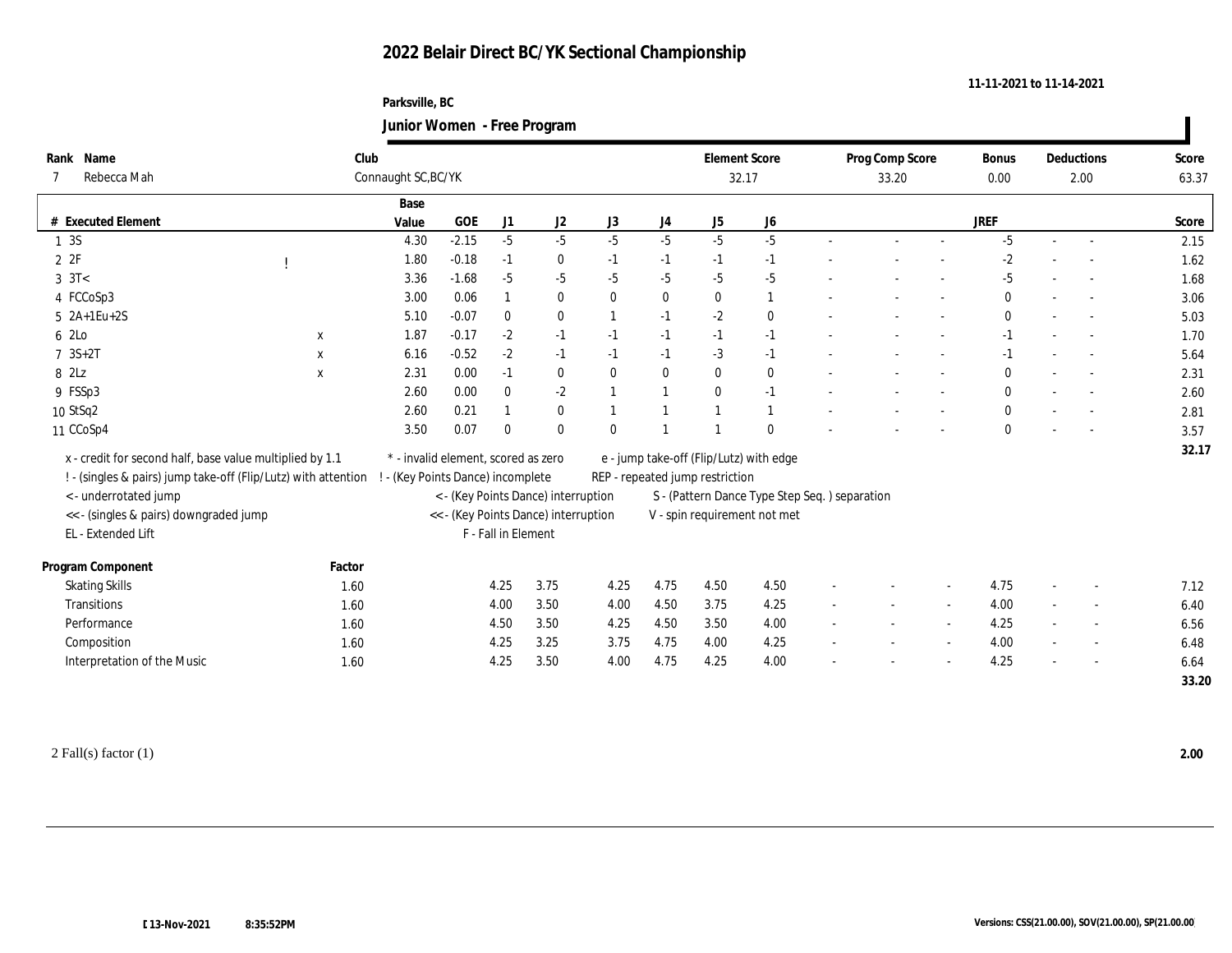# 2022 Belair Direct BC/YK Sectional Championship

11-11-2021 to 11-14-2021

Parksville, BC

**Junior Women - Free Program**

| Rank | Name | Club | Element Score | Prog Comp Score | Bonus | Deductions | Score |
|---|---|---|---|---|---|---|---|
| 7 | Rebecca Mah | Connaught SC,BC/YK | 32.17 | 33.20 | 0.00 | 2.00 | 63.37 |

| # | Executed Element | | | Base Value | GOE | J1 | J2 | J3 | J4 | J5 | J6 | | | | JREF | | | Score |
|---|---|---|---|---|---|---|---|---|---|---|---|---|---|---|---|---|---|---|
| 1 | 3S | | | 4.30 | -2.15 | -5 | -5 | -5 | -5 | -5 | -5 | - | - | - | -5 | - | - | 2.15 |
| 2 | 2F | ! | | 1.80 | -0.18 | -1 | 0 | -1 | -1 | -1 | -1 | - | - | - | -2 | - | - | 1.62 |
| 3 | 3T< | | | 3.36 | -1.68 | -5 | -5 | -5 | -5 | -5 | -5 | - | - | - | -5 | - | - | 1.68 |
| 4 | FCCoSp3 | | | 3.00 | 0.06 | 1 | 0 | 0 | 0 | 0 | 1 | - | - | - | 0 | - | - | 3.06 |
| 5 | 2A+1Eu+2S | | | 5.10 | -0.07 | 0 | 0 | 1 | -1 | -2 | 0 | - | - | - | 0 | - | - | 5.03 |
| 6 | 2Lo | | x | 1.87 | -0.17 | -2 | -1 | -1 | -1 | -1 | -1 | - | - | - | -1 | - | - | 1.70 |
| 7 | 3S+2T | | x | 6.16 | -0.52 | -2 | -1 | -1 | -1 | -3 | -1 | - | - | - | -1 | - | - | 5.64 |
| 8 | 2Lz | | x | 2.31 | 0.00 | -1 | 0 | 0 | 0 | 0 | 0 | - | - | - | 0 | - | - | 2.31 |
| 9 | FSSp3 | | | 2.60 | 0.00 | 0 | -2 | 1 | 1 | 0 | -1 | - | - | - | 0 | - | - | 2.60 |
| 10 | StSq2 | | | 2.60 | 0.21 | 1 | 0 | 1 | 1 | 1 | 1 | - | - | - | 0 | - | - | 2.81 |
| 11 | CCoSp4 | | | 3.50 | 0.07 | 0 | 0 | 0 | 1 | 1 | 0 | - | - | - | 0 | - | - | 3.57 |
| | | | | | | | | | | | | | | | | | | 32.17 |

x - credit for second half, base value multiplied by 1.1
! - (singles & pairs) jump take-off (Flip/Lutz) with attention
< - underrotated jump
<< - (singles & pairs) downgraded jump
EL - Extended Lift
* - invalid element, scored as zero
! - (Key Points Dance) incomplete
< - (Key Points Dance) interruption
<< - (Key Points Dance) interruption
F - Fall in Element
e - jump take-off (Flip/Lutz) with edge
REP - repeated jump restriction
S - (Pattern Dance Type Step Seq. ) separation
V - spin requirement not met

| Program Component | Factor | J1 | J2 | J3 | J4 | J5 | J6 | | | | JREF | | | Score |
|---|---|---|---|---|---|---|---|---|---|---|---|---|---|---|
| Skating Skills | 1.60 | 4.25 | 3.75 | 4.25 | 4.75 | 4.50 | 4.50 | - | - | - | 4.75 | - | - | 7.12 |
| Transitions | 1.60 | 4.00 | 3.50 | 4.00 | 4.50 | 3.75 | 4.25 | - | - | - | 4.00 | - | - | 6.40 |
| Performance | 1.60 | 4.50 | 3.50 | 4.25 | 4.50 | 3.50 | 4.00 | - | - | - | 4.25 | - | - | 6.56 |
| Composition | 1.60 | 4.25 | 3.25 | 3.75 | 4.75 | 4.00 | 4.25 | - | - | - | 4.00 | - | - | 6.48 |
| Interpretation of the Music | 1.60 | 4.25 | 3.50 | 4.00 | 4.75 | 4.25 | 4.00 | - | - | - | 4.25 | - | - | 6.64 |
| | | | | | | | | | | | | | | 33.20 |

2 Fall(s) factor (1) **2.00**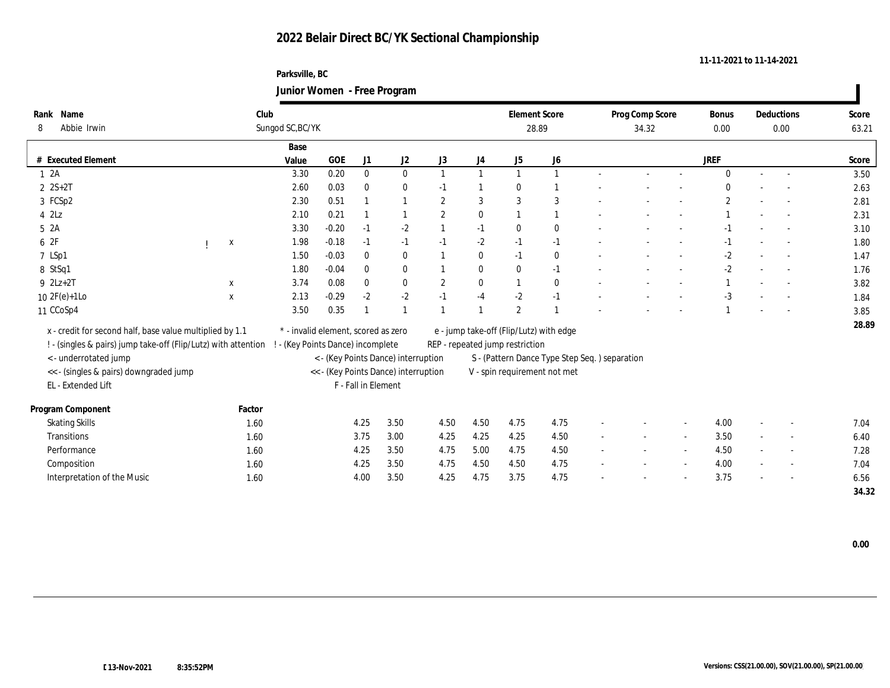# 2022 Belair Direct BC/YK Sectional Championship

11-11-2021 to 11-14-2021

Parksville, BC

**Junior Women - Free Program**

| Rank | Name | Club | Element Score | Prog Comp Score | Bonus | Deductions | Score |
|---|---|---|---|---|---|---|---|
| 8 | Abbie Irwin | Sungod SC,BC/YK | 28.89 | 34.32 | 0.00 | 0.00 | 63.21 |

| # | Executed Element | | | Base Value | GOE | J1 | J2 | J3 | J4 | J5 | J6 | | | | JREF | | | Score |
|---|---|---|---|---|---|---|---|---|---|---|---|---|---|---|---|---|---|---|
| 1 | 2A | | | 3.30 | 0.20 | 0 | 0 | 1 | 1 | 1 | 1 | - | - | - | 0 | - | - | 3.50 |
| 2 | 2S+2T | | | 2.60 | 0.03 | 0 | 0 | -1 | 1 | 0 | 1 | - | - | - | 0 | - | - | 2.63 |
| 3 | FCSp2 | | | 2.30 | 0.51 | 1 | 1 | 2 | 3 | 3 | 3 | - | - | - | 2 | - | - | 2.81 |
| 4 | 2Lz | | | 2.10 | 0.21 | 1 | 1 | 2 | 0 | 1 | 1 | - | - | - | 1 | - | - | 2.31 |
| 5 | 2A | | | 3.30 | -0.20 | -1 | -2 | 1 | -1 | 0 | 0 | - | - | - | -1 | - | - | 3.10 |
| 6 | 2F | ! | x | 1.98 | -0.18 | -1 | -1 | -1 | -2 | -1 | -1 | - | - | - | -1 | - | - | 1.80 |
| 7 | LSp1 | | | 1.50 | -0.03 | 0 | 0 | 1 | 0 | -1 | 0 | - | - | - | -2 | - | - | 1.47 |
| 8 | StSq1 | | | 1.80 | -0.04 | 0 | 0 | 1 | 0 | 0 | -1 | - | - | - | -2 | - | - | 1.76 |
| 9 | 2Lz+2T | | x | 3.74 | 0.08 | 0 | 0 | 2 | 0 | 1 | 0 | - | - | - | 1 | - | - | 3.82 |
| 10 | 2F(e)+1Lo | | x | 2.13 | -0.29 | -2 | -2 | -1 | -4 | -2 | -1 | - | - | - | -3 | - | - | 1.84 |
| 11 | CCoSp4 | | | 3.50 | 0.35 | 1 | 1 | 1 | 1 | 2 | 1 | - | - | - | 1 | - | - | 3.85 |
| | | | | | | | | | | | | | | | | | | 28.89 |

x - credit for second half, base value multiplied by 1.1
! - (singles & pairs) jump take-off (Flip/Lutz) with attention
< - underrotated jump
<< - (singles & pairs) downgraded jump
EL - Extended Lift
* - invalid element, scored as zero
! - (Key Points Dance) incomplete
< - (Key Points Dance) interruption
<< - (Key Points Dance) interruption
F - Fall in Element
e - jump take-off (Flip/Lutz) with edge
REP - repeated jump restriction
S - (Pattern Dance Type Step Seq. ) separation
V - spin requirement not met

| Program Component | Factor | J1 | J2 | J3 | J4 | J5 | J6 | | | | JREF | | | Score |
|---|---|---|---|---|---|---|---|---|---|---|---|---|---|---|
| Skating Skills | 1.60 | 4.25 | 3.50 | 4.50 | 4.50 | 4.75 | 4.75 | - | - | - | 4.00 | - | - | 7.04 |
| Transitions | 1.60 | 3.75 | 3.00 | 4.25 | 4.25 | 4.25 | 4.50 | - | - | - | 3.50 | - | - | 6.40 |
| Performance | 1.60 | 4.25 | 3.50 | 4.75 | 5.00 | 4.75 | 4.50 | - | - | - | 4.50 | - | - | 7.28 |
| Composition | 1.60 | 4.25 | 3.50 | 4.75 | 4.50 | 4.50 | 4.75 | - | - | - | 4.00 | - | - | 7.04 |
| Interpretation of the Music | 1.60 | 4.00 | 3.50 | 4.25 | 4.75 | 3.75 | 4.75 | - | - | - | 3.75 | - | - | 6.56 |
| | | | | | | | | | | | | | | 34.32 |

**0.00**

13-Nov-2021 8:35:52PM

Versions: CSS(21.00.00), SOV(21.00.00), SP(21.00.00)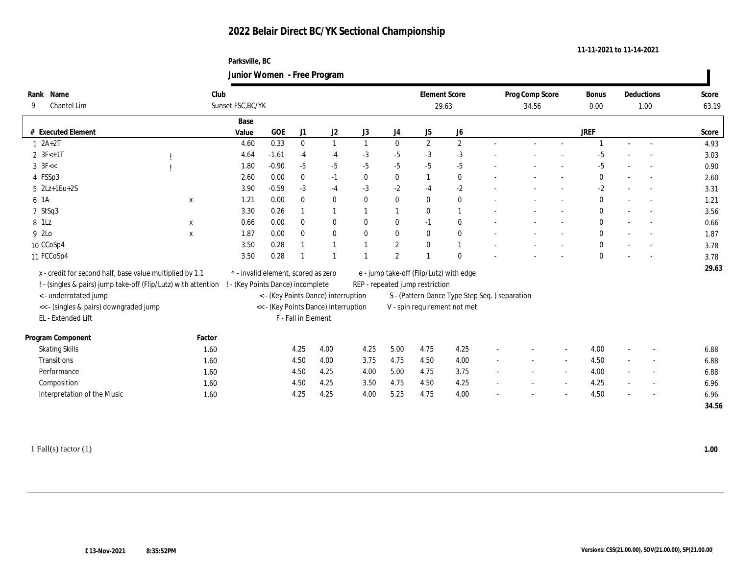# 2022 Belair Direct BC/YK Sectional Championship

11-11-2021 to 11-14-2021

Parksville, BC

**Junior Women - Free Program**

| Rank | Name | Club | Element Score | Prog Comp Score | Bonus | Deductions | Score |
|---|---|---|---|---|---|---|---|
| 9 | Chantel Lim | Sunset FSC,BC/YK | 29.63 | 34.56 | 0.00 | 1.00 | 63.19 |

| # | Executed Element | | | Base Value | GOE | J1 | J2 | J3 | J4 | J5 | J6 | | | | JREF | | | Score |
|---|---|---|---|---|---|---|---|---|---|---|---|---|---|---|---|---|---|---|
| 1 | 2A+2T | | | 4.60 | 0.33 | 0 | 1 | 1 | 0 | 2 | 2 | - | - | - | 1 | - | - | 4.93 |
| 2 | 3F<+1T | ! | | 4.64 | -1.61 | -4 | -4 | -3 | -5 | -3 | -3 | - | - | - | -5 | - | - | 3.03 |
| 3 | 3F<< | ! | | 1.80 | -0.90 | -5 | -5 | -5 | -5 | -5 | -5 | - | - | - | -5 | - | - | 0.90 |
| 4 | FSSp3 | | | 2.60 | 0.00 | 0 | -1 | 0 | 0 | 1 | 0 | - | - | - | 0 | - | - | 2.60 |
| 5 | 2Lz+1Eu+2S | | | 3.90 | -0.59 | -3 | -4 | -3 | -2 | -4 | -2 | - | - | - | -2 | - | - | 3.31 |
| 6 | 1A | | x | 1.21 | 0.00 | 0 | 0 | 0 | 0 | 0 | 0 | - | - | - | 0 | - | - | 1.21 |
| 7 | StSq3 | | | 3.30 | 0.26 | 1 | 1 | 1 | 1 | 0 | 1 | - | - | - | 0 | - | - | 3.56 |
| 8 | 1Lz | | x | 0.66 | 0.00 | 0 | 0 | 0 | 0 | -1 | 0 | - | - | - | 0 | - | - | 0.66 |
| 9 | 2Lo | | x | 1.87 | 0.00 | 0 | 0 | 0 | 0 | 0 | 0 | - | - | - | 0 | - | - | 1.87 |
| 10 | CCoSp4 | | | 3.50 | 0.28 | 1 | 1 | 1 | 2 | 0 | 1 | - | - | - | 0 | - | - | 3.78 |
| 11 | FCCoSp4 | | | 3.50 | 0.28 | 1 | 1 | 1 | 2 | 1 | 0 | - | - | - | 0 | - | - | 3.78 |
| | | | | | | | | | | | | | | | | | | 29.63 |

x - credit for second half, base value multiplied by 1.1
! - (singles & pairs) jump take-off (Flip/Lutz) with attention
< - underrotated jump
<< - (singles & pairs) downgraded jump
EL - Extended Lift
* - invalid element, scored as zero
! - (Key Points Dance) incomplete
< - (Key Points Dance) interruption
<< - (Key Points Dance) interruption
F - Fall in Element
e - jump take-off (Flip/Lutz) with edge
REP - repeated jump restriction
S - (Pattern Dance Type Step Seq. ) separation
V - spin requirement not met

| Program Component | Factor | J1 | J2 | J3 | J4 | J5 | J6 | | | | JREF | | | Score |
|---|---|---|---|---|---|---|---|---|---|---|---|---|---|---|
| Skating Skills | 1.60 | 4.25 | 4.00 | 4.25 | 5.00 | 4.75 | 4.25 | - | - | - | 4.00 | - | - | 6.88 |
| Transitions | 1.60 | 4.50 | 4.00 | 3.75 | 4.75 | 4.50 | 4.00 | - | - | - | 4.50 | - | - | 6.88 |
| Performance | 1.60 | 4.50 | 4.25 | 4.00 | 5.00 | 4.75 | 3.75 | - | - | - | 4.00 | - | - | 6.88 |
| Composition | 1.60 | 4.50 | 4.25 | 3.50 | 4.75 | 4.50 | 4.25 | - | - | - | 4.25 | - | - | 6.96 |
| Interpretation of the Music | 1.60 | 4.25 | 4.25 | 4.00 | 5.25 | 4.75 | 4.00 | - | - | - | 4.50 | - | - | 6.96 |
| | | | | | | | | | | | | | | 34.56 |

1 Fall(s) factor (1) **1.00**

13-Nov-2021 8:35:52PM

Versions: CSS(21.00.00), SOV(21.00.00), SP(21.00.00)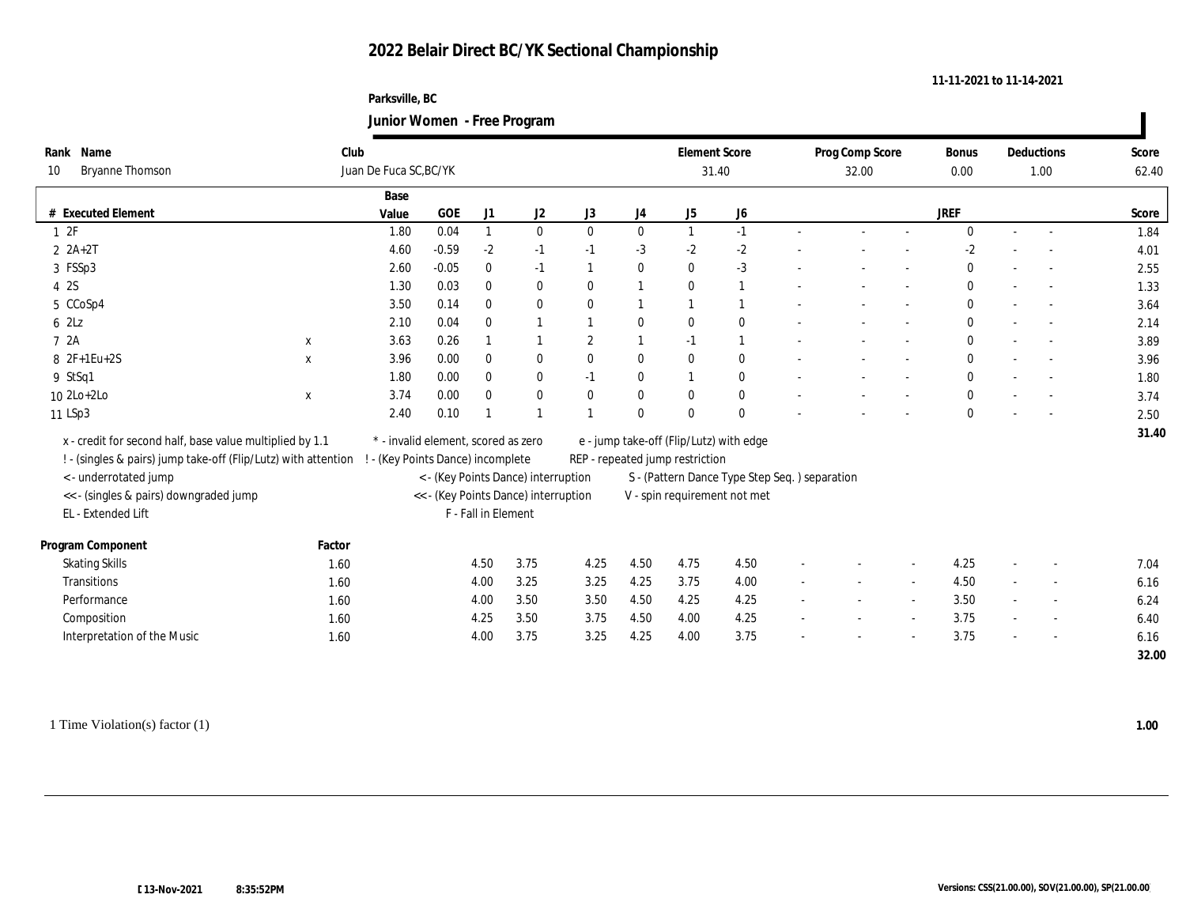# 2022 Belair Direct BC/YK Sectional Championship

11-11-2021 to 11-14-2021

Parksville, BC

**Junior Women - Free Program**

| Rank | Name | Club | Element Score | Prog Comp Score | Bonus | Deductions | Score |
|---|---|---|---|---|---|---|---|
| 10 | Bryanne Thomson | Juan De Fuca SC,BC/YK | 31.40 | 32.00 | 0.00 | 1.00 | 62.40 |

| # | Executed Element | | Base Value | GOE | J1 | J2 | J3 | J4 | J5 | J6 | | | | JREF | | | Score |
|---|---|---|---|---|---|---|---|---|---|---|---|---|---|---|---|---|---|
| 1 | 2F | | 1.80 | 0.04 | 1 | 0 | 0 | 0 | 1 | -1 | - | - | - | 0 | - | - | 1.84 |
| 2 | 2A+2T | | 4.60 | -0.59 | -2 | -1 | -1 | -3 | -2 | -2 | - | - | - | -2 | - | - | 4.01 |
| 3 | FSSp3 | | 2.60 | -0.05 | 0 | -1 | 1 | 0 | 0 | -3 | - | - | - | 0 | - | - | 2.55 |
| 4 | 2S | | 1.30 | 0.03 | 0 | 0 | 0 | 1 | 0 | 1 | - | - | - | 0 | - | - | 1.33 |
| 5 | CCoSp4 | | 3.50 | 0.14 | 0 | 0 | 0 | 1 | 1 | 1 | - | - | - | 0 | - | - | 3.64 |
| 6 | 2Lz | | 2.10 | 0.04 | 0 | 1 | 1 | 0 | 0 | 0 | - | - | - | 0 | - | - | 2.14 |
| 7 | 2A | x | 3.63 | 0.26 | 1 | 1 | 2 | 1 | -1 | 1 | - | - | - | 0 | - | - | 3.89 |
| 8 | 2F+1Eu+2S | x | 3.96 | 0.00 | 0 | 0 | 0 | 0 | 0 | 0 | - | - | - | 0 | - | - | 3.96 |
| 9 | StSq1 | | 1.80 | 0.00 | 0 | 0 | -1 | 0 | 1 | 0 | - | - | - | 0 | - | - | 1.80 |
| 10 | 2Lo+2Lo | x | 3.74 | 0.00 | 0 | 0 | 0 | 0 | 0 | 0 | - | - | - | 0 | - | - | 3.74 |
| 11 | LSp3 | | 2.40 | 0.10 | 1 | 1 | 1 | 0 | 0 | 0 | - | - | - | 0 | - | - | 2.50 |
| | | | | | | | | | | | | | | | | | 31.40 |

x - credit for second half, base value multiplied by 1.1
! - (singles & pairs) jump take-off (Flip/Lutz) with attention
< - underrotated jump
<< - (singles & pairs) downgraded jump
EL - Extended Lift
* - invalid element, scored as zero
! - (Key Points Dance) incomplete
< - (Key Points Dance) interruption
<< - (Key Points Dance) interruption
F - Fall in Element
e - jump take-off (Flip/Lutz) with edge
REP - repeated jump restriction
S - (Pattern Dance Type Step Seq. ) separation
V - spin requirement not met

| Program Component | Factor | J1 | J2 | J3 | J4 | J5 | J6 | | | | JREF | | | Score |
|---|---|---|---|---|---|---|---|---|---|---|---|---|---|---|
| Skating Skills | 1.60 | 4.50 | 3.75 | 4.25 | 4.50 | 4.75 | 4.50 | - | - | - | 4.25 | - | - | 7.04 |
| Transitions | 1.60 | 4.00 | 3.25 | 3.25 | 4.25 | 3.75 | 4.00 | - | - | - | 4.50 | - | - | 6.16 |
| Performance | 1.60 | 4.00 | 3.50 | 3.50 | 4.50 | 4.25 | 4.25 | - | - | - | 3.50 | - | - | 6.24 |
| Composition | 1.60 | 4.25 | 3.50 | 3.75 | 4.50 | 4.00 | 4.25 | - | - | - | 3.75 | - | - | 6.40 |
| Interpretation of the Music | 1.60 | 4.00 | 3.75 | 3.25 | 4.25 | 4.00 | 3.75 | - | - | - | 3.75 | - | - | 6.16 |
| | | | | | | | | | | | | | | 32.00 |

1 Time Violation(s) factor (1) **1.00**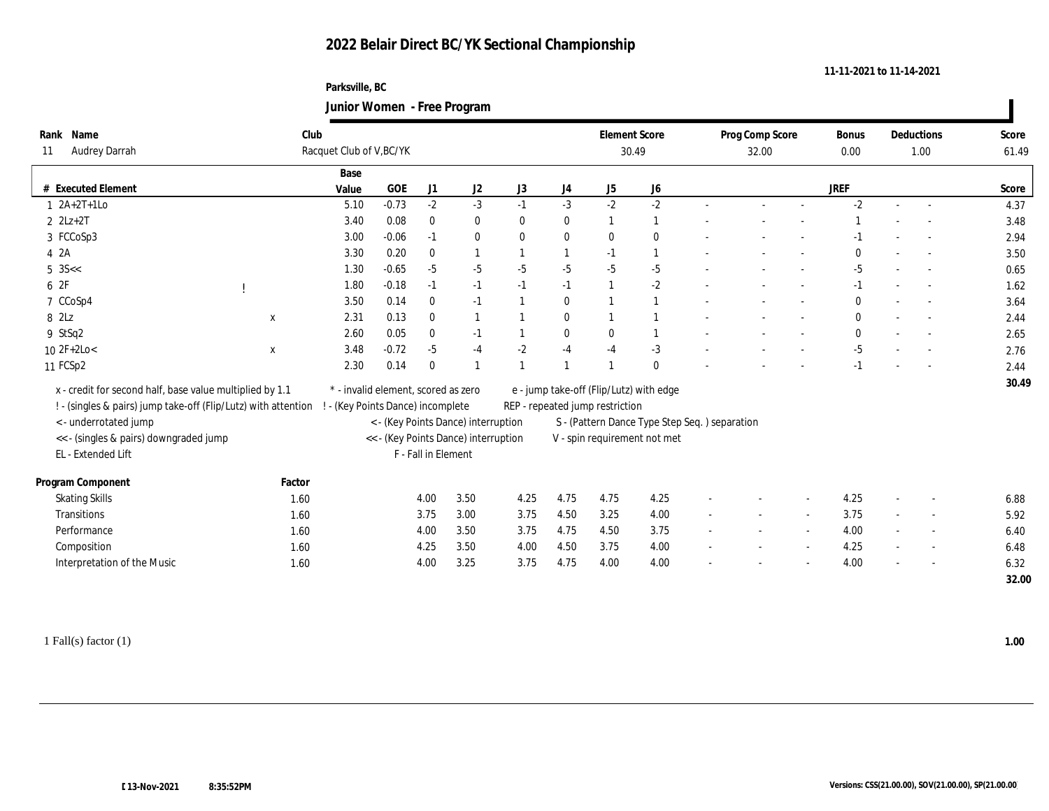# 2022 Belair Direct BC/YK Sectional Championship

11-11-2021 to 11-14-2021

Parksville, BC

## Junior Women - Free Program

| Rank | Name | Club | Element Score | Prog Comp Score | Bonus | Deductions | Score |
|---|---|---|---|---|---|---|---|
| 11 | Audrey Darrah | Racquet Club of V,BC/YK | 30.49 | 32.00 | 0.00 | 1.00 | 61.49 |

| # | Executed Element | | | Base Value | GOE | J1 | J2 | J3 | J4 | J5 | J6 | | | | JREF | | | Score |
|---|---|---|---|---|---|---|---|---|---|---|---|---|---|---|---|---|---|---|
| 1 | 2A+2T+1Lo | | | 5.10 | -0.73 | -2 | -3 | -1 | -3 | -2 | -2 | - | - | - | -2 | - | - | 4.37 |
| 2 | 2Lz+2T | | | 3.40 | 0.08 | 0 | 0 | 0 | 0 | 1 | 1 | - | - | - | 1 | - | - | 3.48 |
| 3 | FCCoSp3 | | | 3.00 | -0.06 | -1 | 0 | 0 | 0 | 0 | 0 | - | - | - | -1 | - | - | 2.94 |
| 4 | 2A | | | 3.30 | 0.20 | 0 | 1 | 1 | 1 | -1 | 1 | - | - | - | 0 | - | - | 3.50 |
| 5 | 3S<< | | | 1.30 | -0.65 | -5 | -5 | -5 | -5 | -5 | -5 | - | - | - | -5 | - | - | 0.65 |
| 6 | 2F | ! | | 1.80 | -0.18 | -1 | -1 | -1 | -1 | 1 | -2 | - | - | - | -1 | - | - | 1.62 |
| 7 | CCoSp4 | | | 3.50 | 0.14 | 0 | -1 | 1 | 0 | 1 | 1 | - | - | - | 0 | - | - | 3.64 |
| 8 | 2Lz | | x | 2.31 | 0.13 | 0 | 1 | 1 | 0 | 1 | 1 | - | - | - | 0 | - | - | 2.44 |
| 9 | StSq2 | | | 2.60 | 0.05 | 0 | -1 | 1 | 0 | 0 | 1 | - | - | - | 0 | - | - | 2.65 |
| 10 | 2F+2Lo< | | x | 3.48 | -0.72 | -5 | -4 | -2 | -4 | -4 | -3 | - | - | - | -5 | - | - | 2.76 |
| 11 | FCSp2 | | | 2.30 | 0.14 | 0 | 1 | 1 | 1 | 1 | 0 | - | - | - | -1 | - | - | 2.44 |
| | | | | | | | | | | | | | | | | | | 30.49 |

x - credit for second half, base value multiplied by 1.1
! - (singles & pairs) jump take-off (Flip/Lutz) with attention
< - underrotated jump
<< - (singles & pairs) downgraded jump
EL - Extended Lift
* - invalid element, scored as zero
! - (Key Points Dance) incomplete
< - (Key Points Dance) interruption
<< - (Key Points Dance) interruption
F - Fall in Element
e - jump take-off (Flip/Lutz) with edge
REP - repeated jump restriction
S - (Pattern Dance Type Step Seq. ) separation
V - spin requirement not met

| Program Component | Factor | J1 | J2 | J3 | J4 | J5 | J6 | | | | JREF | | | Score |
|---|---|---|---|---|---|---|---|---|---|---|---|---|---|---|
| Skating Skills | 1.60 | 4.00 | 3.50 | 4.25 | 4.75 | 4.75 | 4.25 | - | - | - | 4.25 | - | - | 6.88 |
| Transitions | 1.60 | 3.75 | 3.00 | 3.75 | 4.50 | 3.25 | 4.00 | - | - | - | 3.75 | - | - | 5.92 |
| Performance | 1.60 | 4.00 | 3.50 | 3.75 | 4.75 | 4.50 | 3.75 | - | - | - | 4.00 | - | - | 6.40 |
| Composition | 1.60 | 4.25 | 3.50 | 4.00 | 4.50 | 3.75 | 4.00 | - | - | - | 4.25 | - | - | 6.48 |
| Interpretation of the Music | 1.60 | 4.00 | 3.25 | 3.75 | 4.75 | 4.00 | 4.00 | - | - | - | 4.00 | - | - | 6.32 |
| | | | | | | | | | | | | | | 32.00 |

1 Fall(s) factor (1) **1.00**

13-Nov-2021 8:35:52PM

Versions: CSS(21.00.00), SOV(21.00.00), SP(21.00.00)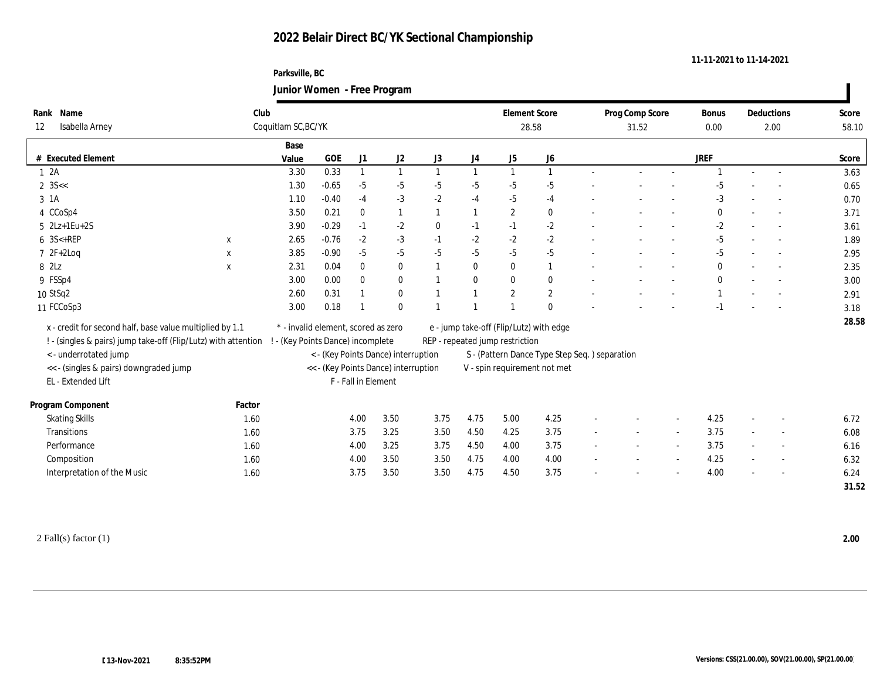# 2022 Belair Direct BC/YK Sectional Championship

11-11-2021 to 11-14-2021

Parksville, BC

## Junior Women - Free Program

| Rank | Name | Club | Element Score | Prog Comp Score | Bonus | Deductions | Score |
|---|---|---|---|---|---|---|---|
| 12 | Isabella Arney | Coquitlam SC,BC/YK | 28.58 | 31.52 | 0.00 | 2.00 | 58.10 |

| # | Executed Element | | Base Value | GOE | J1 | J2 | J3 | J4 | J5 | J6 | | | | JREF | | | Score |
|---|---|---|---|---|---|---|---|---|---|---|---|---|---|---|---|---|---|
| 1 | 2A | | 3.30 | 0.33 | 1 | 1 | 1 | 1 | 1 | 1 | - | - | - | 1 | - | - | 3.63 |
| 2 | 3S<< | | 1.30 | -0.65 | -5 | -5 | -5 | -5 | -5 | -5 | - | - | - | -5 | - | - | 0.65 |
| 3 | 1A | | 1.10 | -0.40 | -4 | -3 | -2 | -4 | -5 | -4 | - | - | - | -3 | - | - | 0.70 |
| 4 | CCoSp4 | | 3.50 | 0.21 | 0 | 1 | 1 | 1 | 2 | 0 | - | - | - | 0 | - | - | 3.71 |
| 5 | 2Lz+1Eu+2S | | 3.90 | -0.29 | -1 | -2 | 0 | -1 | -1 | -2 | - | - | - | -2 | - | - | 3.61 |
| 6 | 3S<+REP | x | 2.65 | -0.76 | -2 | -3 | -1 | -2 | -2 | -2 | - | - | - | -5 | - | - | 1.89 |
| 7 | 2F+2Loq | x | 3.85 | -0.90 | -5 | -5 | -5 | -5 | -5 | -5 | - | - | - | -5 | - | - | 2.95 |
| 8 | 2Lz | x | 2.31 | 0.04 | 0 | 0 | 1 | 0 | 0 | 1 | - | - | - | 0 | - | - | 2.35 |
| 9 | FSSp4 | | 3.00 | 0.00 | 0 | 0 | 1 | 0 | 0 | 0 | - | - | - | 0 | - | - | 3.00 |
| 10 | StSq2 | | 2.60 | 0.31 | 1 | 0 | 1 | 1 | 2 | 2 | - | - | - | 1 | - | - | 2.91 |
| 11 | FCCoSp3 | | 3.00 | 0.18 | 1 | 0 | 1 | 1 | 1 | 0 | - | - | - | -1 | - | - | 3.18 |
| | | | | | | | | | | | | | | | | | 28.58 |

x - credit for second half, base value multiplied by 1.1
! - (singles & pairs) jump take-off (Flip/Lutz) with attention
< - underrotated jump
<< - (singles & pairs) downgraded jump
EL - Extended Lift
* - invalid element, scored as zero
! - (Key Points Dance) incomplete
< - (Key Points Dance) interruption
<< - (Key Points Dance) interruption
F - Fall in Element
e - jump take-off (Flip/Lutz) with edge
REP - repeated jump restriction
S - (Pattern Dance Type Step Seq. ) separation
V - spin requirement not met

| Program Component | Factor | J1 | J2 | J3 | J4 | J5 | J6 | | | | JREF | | | Score |
|---|---|---|---|---|---|---|---|---|---|---|---|---|---|---|
| Skating Skills | 1.60 | 4.00 | 3.50 | 3.75 | 4.75 | 5.00 | 4.25 | - | - | - | 4.25 | - | - | 6.72 |
| Transitions | 1.60 | 3.75 | 3.25 | 3.50 | 4.50 | 4.25 | 3.75 | - | - | - | 3.75 | - | - | 6.08 |
| Performance | 1.60 | 4.00 | 3.25 | 3.75 | 4.50 | 4.00 | 3.75 | - | - | - | 3.75 | - | - | 6.16 |
| Composition | 1.60 | 4.00 | 3.50 | 3.50 | 4.75 | 4.00 | 4.00 | - | - | - | 4.25 | - | - | 6.32 |
| Interpretation of the Music | 1.60 | 3.75 | 3.50 | 3.50 | 4.75 | 4.50 | 3.75 | - | - | - | 4.00 | - | - | 6.24 |
| | | | | | | | | | | | | | | 31.52 |

2 Fall(s) factor (1) **2.00**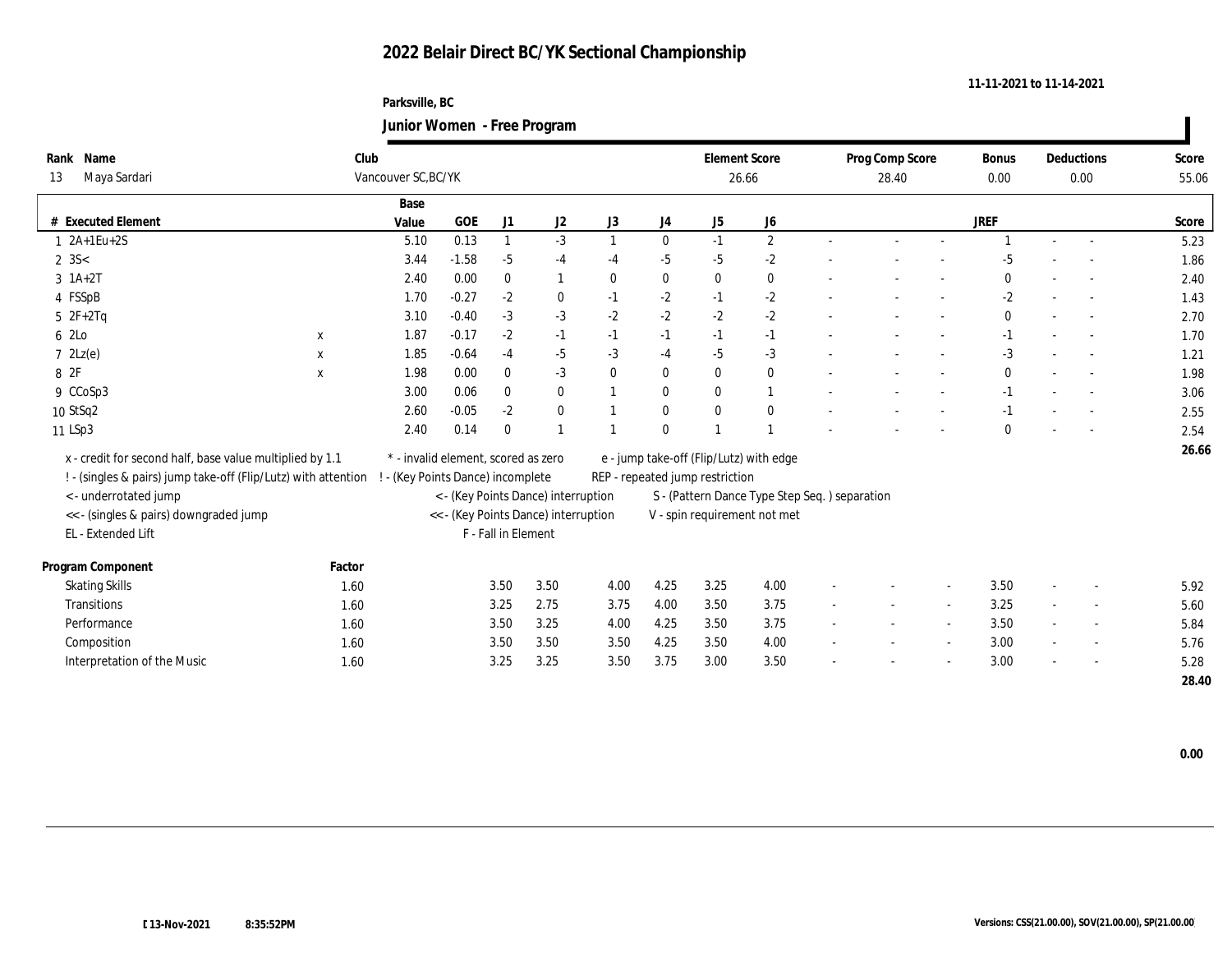# 2022 Belair Direct BC/YK Sectional Championship

11-11-2021 to 11-14-2021

Parksville, BC

**Junior Women - Free Program**

| Rank | Name | Club | Element Score | Prog Comp Score | Bonus | Deductions | Score |
|---|---|---|---|---|---|---|---|
| 13 | Maya Sardari | Vancouver SC,BC/YK | 26.66 | 28.40 | 0.00 | 0.00 | 55.06 |

| # | Executed Element | | Base Value | GOE | J1 | J2 | J3 | J4 | J5 | J6 | | | | JREF | | | Score |
|---|---|---|---|---|---|---|---|---|---|---|---|---|---|---|---|---|---|
| 1 | 2A+1Eu+2S | | 5.10 | 0.13 | 1 | -3 | 1 | 0 | -1 | 2 | - | - | - | 1 | - | - | 5.23 |
| 2 | 3S< | | 3.44 | -1.58 | -5 | -4 | -4 | -5 | -5 | -2 | - | - | - | -5 | - | - | 1.86 |
| 3 | 1A+2T | | 2.40 | 0.00 | 0 | 1 | 0 | 0 | 0 | 0 | - | - | - | 0 | - | - | 2.40 |
| 4 | FSSpB | | 1.70 | -0.27 | -2 | 0 | -1 | -2 | -1 | -2 | - | - | - | -2 | - | - | 1.43 |
| 5 | 2F+2Tq | | 3.10 | -0.40 | -3 | -3 | -2 | -2 | -2 | -2 | - | - | - | 0 | - | - | 2.70 |
| 6 | 2Lo | x | 1.87 | -0.17 | -2 | -1 | -1 | -1 | -1 | -1 | - | - | - | -1 | - | - | 1.70 |
| 7 | 2Lz(e) | x | 1.85 | -0.64 | -4 | -5 | -3 | -4 | -5 | -3 | - | - | - | -3 | - | - | 1.21 |
| 8 | 2F | x | 1.98 | 0.00 | 0 | -3 | 0 | 0 | 0 | 0 | - | - | - | 0 | - | - | 1.98 |
| 9 | CCoSp3 | | 3.00 | 0.06 | 0 | 0 | 1 | 0 | 0 | 1 | - | - | - | -1 | - | - | 3.06 |
| 10 | StSq2 | | 2.60 | -0.05 | -2 | 0 | 1 | 0 | 0 | 0 | - | - | - | -1 | - | - | 2.55 |
| 11 | LSp3 | | 2.40 | 0.14 | 0 | 1 | 1 | 0 | 1 | 1 | - | - | - | 0 | - | - | 2.54 |
| | | | | | | | | | | | | | | | | | 26.66 |

x - credit for second half, base value multiplied by 1.1
! - (singles & pairs) jump take-off (Flip/Lutz) with attention
< - underrotated jump
<< - (singles & pairs) downgraded jump
EL - Extended Lift
* - invalid element, scored as zero
! - (Key Points Dance) incomplete
< - (Key Points Dance) interruption
<< - (Key Points Dance) interruption
F - Fall in Element
e - jump take-off (Flip/Lutz) with edge
REP - repeated jump restriction
S - (Pattern Dance Type Step Seq. ) separation
V - spin requirement not met

| Program Component | Factor | J1 | J2 | J3 | J4 | J5 | J6 | | | | JREF | | | Score |
|---|---|---|---|---|---|---|---|---|---|---|---|---|---|---|
| Skating Skills | 1.60 | 3.50 | 3.50 | 4.00 | 4.25 | 3.25 | 4.00 | - | - | - | 3.50 | - | - | 5.92 |
| Transitions | 1.60 | 3.25 | 2.75 | 3.75 | 4.00 | 3.50 | 3.75 | - | - | - | 3.25 | - | - | 5.60 |
| Performance | 1.60 | 3.50 | 3.25 | 4.00 | 4.25 | 3.50 | 3.75 | - | - | - | 3.50 | - | - | 5.84 |
| Composition | 1.60 | 3.50 | 3.50 | 3.50 | 4.25 | 3.50 | 4.00 | - | - | - | 3.00 | - | - | 5.76 |
| Interpretation of the Music | 1.60 | 3.25 | 3.25 | 3.50 | 3.75 | 3.00 | 3.50 | - | - | - | 3.00 | - | - | 5.28 |
| | | | | | | | | | | | | | | 28.40 |

0.00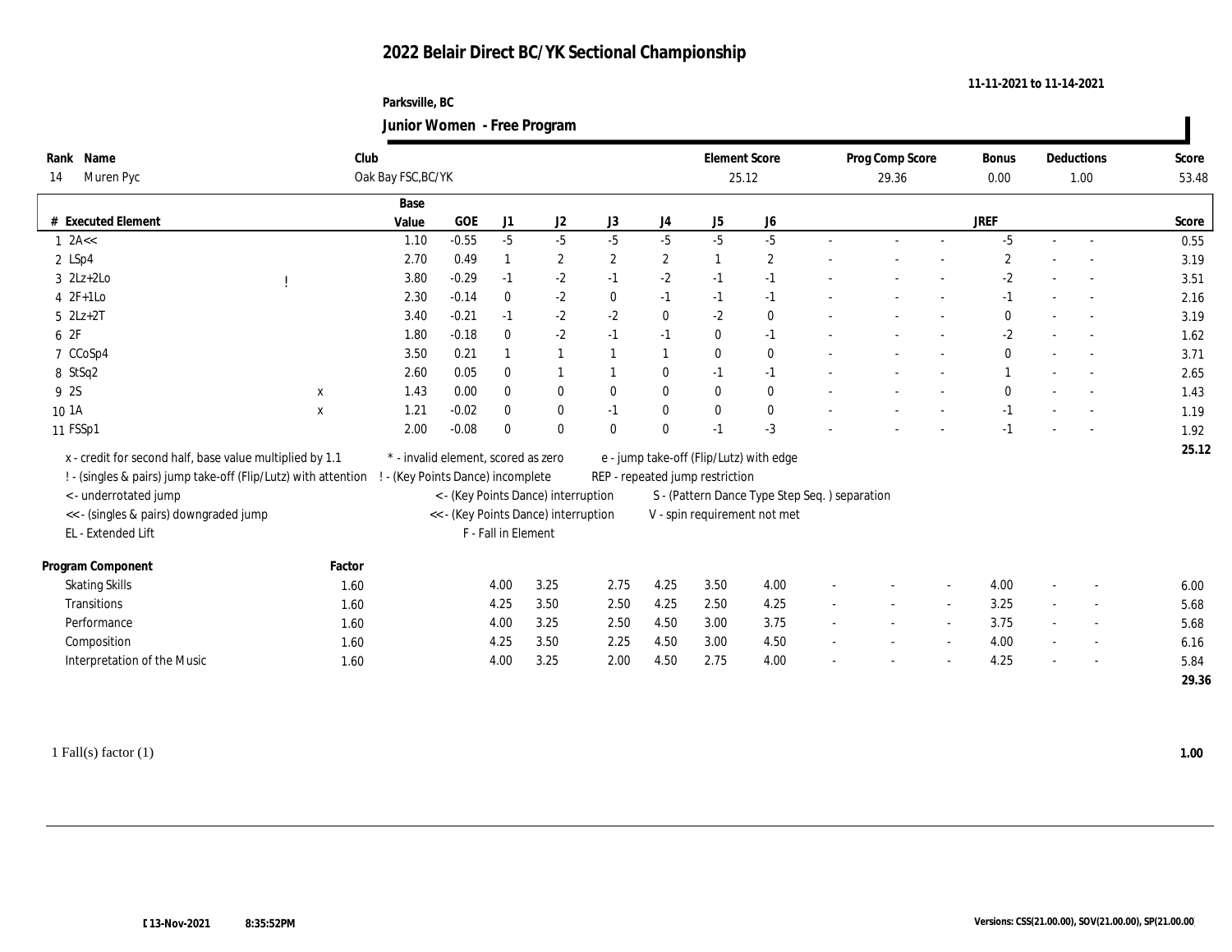# 2022 Belair Direct BC/YK Sectional Championship

11-11-2021 to 11-14-2021

Parksville, BC

## Junior Women - Free Program

| Rank | Name | Club | Element Score | Prog Comp Score | Bonus | Deductions | Score |
|---|---|---|---|---|---|---|---|
| 14 | Muren Pyc | Oak Bay FSC,BC/YK | 25.12 | 29.36 | 0.00 | 1.00 | 53.48 |

| # | Executed Element | | | Base Value | GOE | J1 | J2 | J3 | J4 | J5 | J6 | | | | JREF | | | Score |
|---|---|---|---|---|---|---|---|---|---|---|---|---|---|---|---|---|---|---|
| 1 | 2A<< | | | 1.10 | -0.55 | -5 | -5 | -5 | -5 | -5 | -5 | - | - | - | -5 | - | - | 0.55 |
| 2 | LSp4 | | | 2.70 | 0.49 | 1 | 2 | 2 | 2 | 1 | 2 | - | - | - | 2 | - | - | 3.19 |
| 3 | 2Lz+2Lo | ! | | 3.80 | -0.29 | -1 | -2 | -1 | -2 | -1 | -1 | - | - | - | -2 | - | - | 3.51 |
| 4 | 2F+1Lo | | | 2.30 | -0.14 | 0 | -2 | 0 | -1 | -1 | -1 | - | - | - | -1 | - | - | 2.16 |
| 5 | 2Lz+2T | | | 3.40 | -0.21 | -1 | -2 | -2 | 0 | -2 | 0 | - | - | - | 0 | - | - | 3.19 |
| 6 | 2F | | | 1.80 | -0.18 | 0 | -2 | -1 | -1 | 0 | -1 | - | - | - | -2 | - | - | 1.62 |
| 7 | CCoSp4 | | | 3.50 | 0.21 | 1 | 1 | 1 | 1 | 0 | 0 | - | - | - | 0 | - | - | 3.71 |
| 8 | StSq2 | | | 2.60 | 0.05 | 0 | 1 | 1 | 0 | -1 | -1 | - | - | - | 1 | - | - | 2.65 |
| 9 | 2S | | x | 1.43 | 0.00 | 0 | 0 | 0 | 0 | 0 | 0 | - | - | - | 0 | - | - | 1.43 |
| 10 | 1A | | x | 1.21 | -0.02 | 0 | 0 | -1 | 0 | 0 | 0 | - | - | - | -1 | - | - | 1.19 |
| 11 | FSSp1 | | | 2.00 | -0.08 | 0 | 0 | 0 | 0 | -1 | -3 | - | - | - | -1 | - | - | 1.92 |
| | | | | | | | | | | | | | | | | | | 25.12 |

x - credit for second half, base value multiplied by 1.1
! - (singles & pairs) jump take-off (Flip/Lutz) with attention
< - underrotated jump
<< - (singles & pairs) downgraded jump
EL - Extended Lift
* - invalid element, scored as zero
! - (Key Points Dance) incomplete
< - (Key Points Dance) interruption
<< - (Key Points Dance) interruption
F - Fall in Element
e - jump take-off (Flip/Lutz) with edge
REP - repeated jump restriction
S - (Pattern Dance Type Step Seq. ) separation
V - spin requirement not met

| Program Component | Factor | J1 | J2 | J3 | J4 | J5 | J6 | | | | JREF | | | Score |
|---|---|---|---|---|---|---|---|---|---|---|---|---|---|---|
| Skating Skills | 1.60 | 4.00 | 3.25 | 2.75 | 4.25 | 3.50 | 4.00 | - | - | - | 4.00 | - | - | 6.00 |
| Transitions | 1.60 | 4.25 | 3.50 | 2.50 | 4.25 | 2.50 | 4.25 | - | - | - | 3.25 | - | - | 5.68 |
| Performance | 1.60 | 4.00 | 3.25 | 2.50 | 4.50 | 3.00 | 3.75 | - | - | - | 3.75 | - | - | 5.68 |
| Composition | 1.60 | 4.25 | 3.50 | 2.25 | 4.50 | 3.00 | 4.50 | - | - | - | 4.00 | - | - | 6.16 |
| Interpretation of the Music | 1.60 | 4.00 | 3.25 | 2.00 | 4.50 | 2.75 | 4.00 | - | - | - | 4.25 | - | - | 5.84 |
| | | | | | | | | | | | | | | 29.36 |

1 Fall(s) factor (1) **1.00**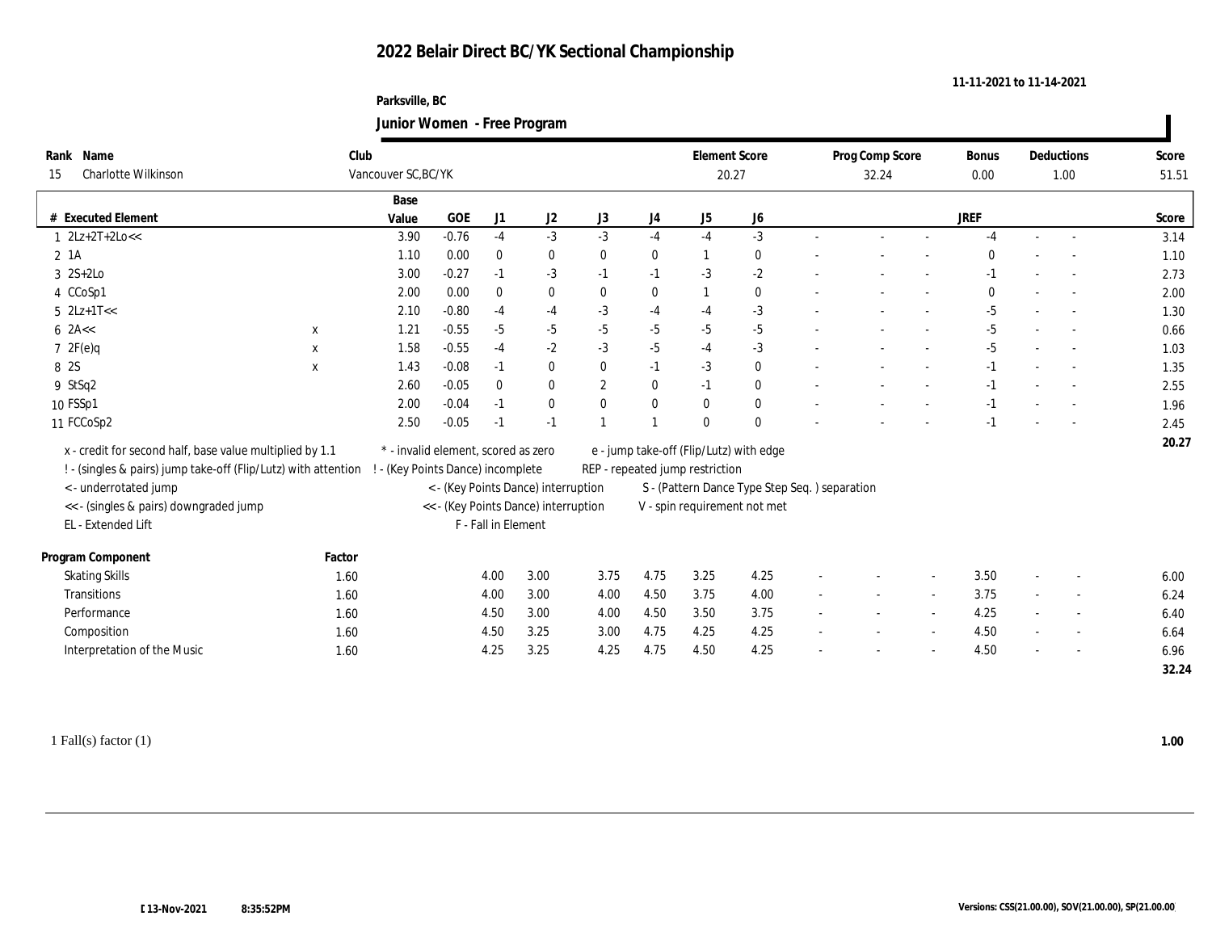# 2022 Belair Direct BC/YK Sectional Championship

11-11-2021 to 11-14-2021

Parksville, BC

**Junior Women - Free Program**

| Rank | Name | Club | Element Score | Prog Comp Score | Bonus | Deductions | Score |
|---|---|---|---|---|---|---|---|
| 15 | Charlotte Wilkinson | Vancouver SC,BC/YK | 20.27 | 32.24 | 0.00 | 1.00 | 51.51 |

| # | Executed Element | | Base Value | GOE | J1 | J2 | J3 | J4 | J5 | J6 | | | | JREF | | | Score |
|---|---|---|---|---|---|---|---|---|---|---|---|---|---|---|---|---|---|
| 1 | 2Lz+2T+2Lo<< | | 3.90 | -0.76 | -4 | -3 | -3 | -4 | -4 | -3 | - | - | - | -4 | - | - | 3.14 |
| 2 | 1A | | 1.10 | 0.00 | 0 | 0 | 0 | 0 | 1 | 0 | - | - | - | 0 | - | - | 1.10 |
| 3 | 2S+2Lo | | 3.00 | -0.27 | -1 | -3 | -1 | -1 | -3 | -2 | - | - | - | -1 | - | - | 2.73 |
| 4 | CCoSp1 | | 2.00 | 0.00 | 0 | 0 | 0 | 0 | 1 | 0 | - | - | - | 0 | - | - | 2.00 |
| 5 | 2Lz+1T<< | | 2.10 | -0.80 | -4 | -4 | -3 | -4 | -4 | -3 | - | - | - | -5 | - | - | 1.30 |
| 6 | 2A<< | x | 1.21 | -0.55 | -5 | -5 | -5 | -5 | -5 | -5 | - | - | - | -5 | - | - | 0.66 |
| 7 | 2F(e)q | x | 1.58 | -0.55 | -4 | -2 | -3 | -5 | -4 | -3 | - | - | - | -5 | - | - | 1.03 |
| 8 | 2S | x | 1.43 | -0.08 | -1 | 0 | 0 | -1 | -3 | 0 | - | - | - | -1 | - | - | 1.35 |
| 9 | StSq2 | | 2.60 | -0.05 | 0 | 0 | 2 | 0 | -1 | 0 | - | - | - | -1 | - | - | 2.55 |
| 10 | FSSp1 | | 2.00 | -0.04 | -1 | 0 | 0 | 0 | 0 | 0 | - | - | - | -1 | - | - | 1.96 |
| 11 | FCCoSp2 | | 2.50 | -0.05 | -1 | -1 | 1 | 1 | 0 | 0 | - | - | - | -1 | - | - | 2.45 |
| | | | | | | | | | | | | | | | | | 20.27 |

x - credit for second half, base value multiplied by 1.1
! - (singles & pairs) jump take-off (Flip/Lutz) with attention
< - underrotated jump
<< - (singles & pairs) downgraded jump
EL - Extended Lift
* - invalid element, scored as zero
! - (Key Points Dance) incomplete
< - (Key Points Dance) interruption
<< - (Key Points Dance) interruption
F - Fall in Element
e - jump take-off (Flip/Lutz) with edge
REP - repeated jump restriction
S - (Pattern Dance Type Step Seq. ) separation
V - spin requirement not met

| Program Component | Factor | J1 | J2 | J3 | J4 | J5 | J6 | | | | JREF | | | Score |
|---|---|---|---|---|---|---|---|---|---|---|---|---|---|---|
| Skating Skills | 1.60 | 4.00 | 3.00 | 3.75 | 4.75 | 3.25 | 4.25 | - | - | - | 3.50 | - | - | 6.00 |
| Transitions | 1.60 | 4.00 | 3.00 | 4.00 | 4.50 | 3.75 | 4.00 | - | - | - | 3.75 | - | - | 6.24 |
| Performance | 1.60 | 4.50 | 3.00 | 4.00 | 4.50 | 3.50 | 3.75 | - | - | - | 4.25 | - | - | 6.40 |
| Composition | 1.60 | 4.50 | 3.25 | 3.00 | 4.75 | 4.25 | 4.25 | - | - | - | 4.50 | - | - | 6.64 |
| Interpretation of the Music | 1.60 | 4.25 | 3.25 | 4.25 | 4.75 | 4.50 | 4.25 | - | - | - | 4.50 | - | - | 6.96 |
| | | | | | | | | | | | | | | 32.24 |

1 Fall(s) factor (1) **1.00**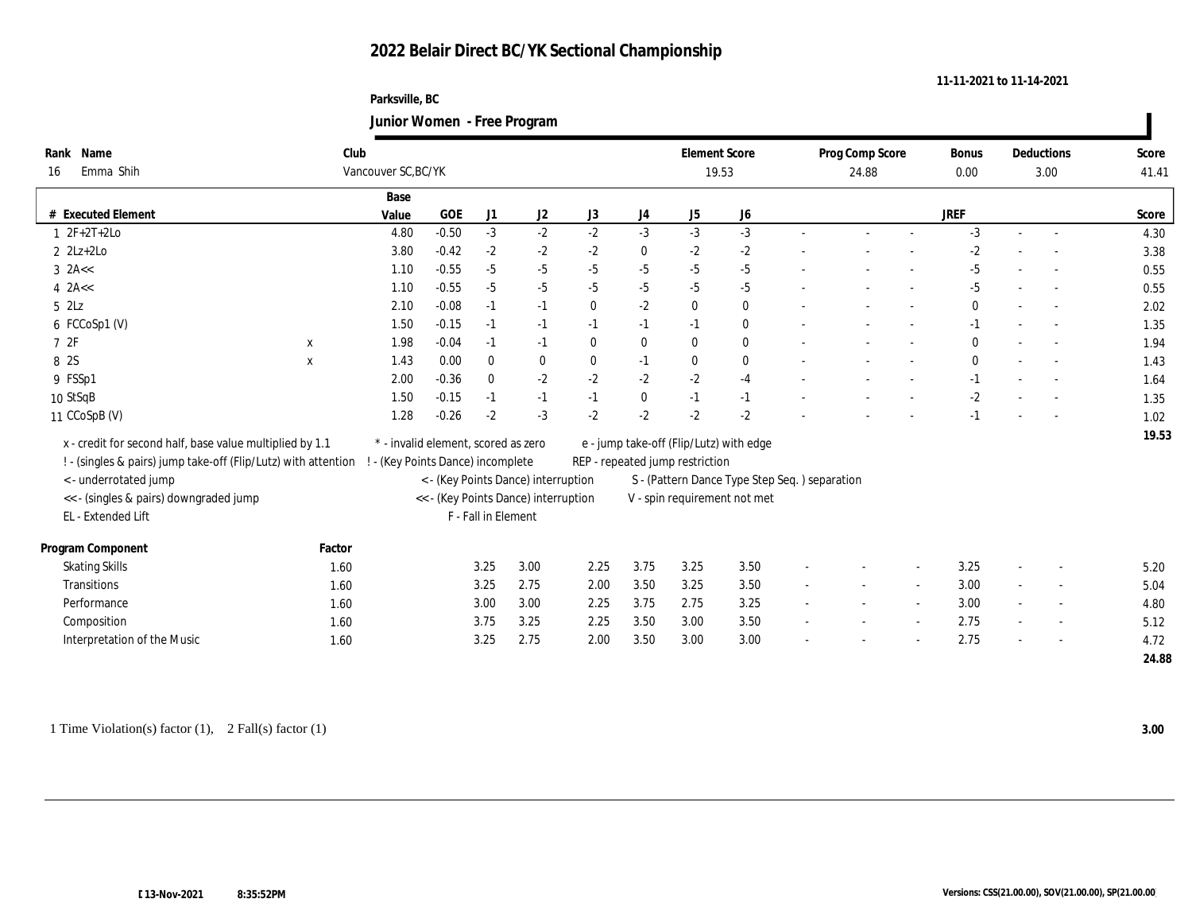# 2022 Belair Direct BC/YK Sectional Championship

11-11-2021 to 11-14-2021

Parksville, BC

**Junior Women - Free Program**

| Rank | Name | Club | Element Score | Prog Comp Score | Bonus | Deductions | Score |
|---|---|---|---|---|---|---|---|
| 16 | Emma Shih | Vancouver SC,BC/YK | 19.53 | 24.88 | 0.00 | 3.00 | 41.41 |

| # | Executed Element | | Base Value | GOE | J1 | J2 | J3 | J4 | J5 | J6 | | | | JREF | | | Score |
|---|---|---|---|---|---|---|---|---|---|---|---|---|---|---|---|---|---|
| 1 | 2F+2T+2Lo | | 4.80 | -0.50 | -3 | -2 | -2 | -3 | -3 | -3 | - | - | - | -3 | - | - | 4.30 |
| 2 | 2Lz+2Lo | | 3.80 | -0.42 | -2 | -2 | -2 | 0 | -2 | -2 | - | - | - | -2 | - | - | 3.38 |
| 3 | 2A<< | | 1.10 | -0.55 | -5 | -5 | -5 | -5 | -5 | -5 | - | - | - | -5 | - | - | 0.55 |
| 4 | 2A<< | | 1.10 | -0.55 | -5 | -5 | -5 | -5 | -5 | -5 | - | - | - | -5 | - | - | 0.55 |
| 5 | 2Lz | | 2.10 | -0.08 | -1 | -1 | 0 | -2 | 0 | 0 | - | - | - | 0 | - | - | 2.02 |
| 6 | FCCoSp1 (V) | | 1.50 | -0.15 | -1 | -1 | -1 | -1 | -1 | 0 | - | - | - | -1 | - | - | 1.35 |
| 7 | 2F | x | 1.98 | -0.04 | -1 | -1 | 0 | 0 | 0 | 0 | - | - | - | 0 | - | - | 1.94 |
| 8 | 2S | x | 1.43 | 0.00 | 0 | 0 | 0 | -1 | 0 | 0 | - | - | - | 0 | - | - | 1.43 |
| 9 | FSSp1 | | 2.00 | -0.36 | 0 | -2 | -2 | -2 | -2 | -4 | - | - | - | -1 | - | - | 1.64 |
| 10 | StSqB | | 1.50 | -0.15 | -1 | -1 | -1 | 0 | -1 | -1 | - | - | - | -2 | - | - | 1.35 |
| 11 | CCoSpB (V) | | 1.28 | -0.26 | -2 | -3 | -2 | -2 | -2 | -2 | - | - | - | -1 | - | - | 1.02 |
| | | | | | | | | | | | | | | | | | 19.53 |

x - credit for second half, base value multiplied by 1.1
! - (singles & pairs) jump take-off (Flip/Lutz) with attention
< - underrotated jump
<< - (singles & pairs) downgraded jump
EL - Extended Lift
* - invalid element, scored as zero
! - (Key Points Dance) incomplete
< - (Key Points Dance) interruption
<< - (Key Points Dance) interruption
F - Fall in Element
e - jump take-off (Flip/Lutz) with edge
REP - repeated jump restriction
S - (Pattern Dance Type Step Seq. ) separation
V - spin requirement not met

| Program Component | Factor | J1 | J2 | J3 | J4 | J5 | J6 | | | | JREF | | | Score |
|---|---|---|---|---|---|---|---|---|---|---|---|---|---|---|
| Skating Skills | 1.60 | 3.25 | 3.00 | 2.25 | 3.75 | 3.25 | 3.50 | - | - | - | 3.25 | - | - | 5.20 |
| Transitions | 1.60 | 3.25 | 2.75 | 2.00 | 3.50 | 3.25 | 3.50 | - | - | - | 3.00 | - | - | 5.04 |
| Performance | 1.60 | 3.00 | 3.00 | 2.25 | 3.75 | 2.75 | 3.25 | - | - | - | 3.00 | - | - | 4.80 |
| Composition | 1.60 | 3.75 | 3.25 | 2.25 | 3.50 | 3.00 | 3.50 | - | - | - | 2.75 | - | - | 5.12 |
| Interpretation of the Music | 1.60 | 3.25 | 2.75 | 2.00 | 3.50 | 3.00 | 3.00 | - | - | - | 2.75 | - | - | 4.72 |
| | | | | | | | | | | | | | | 24.88 |

1 Time Violation(s) factor (1), 2 Fall(s) factor (1) **3.00**